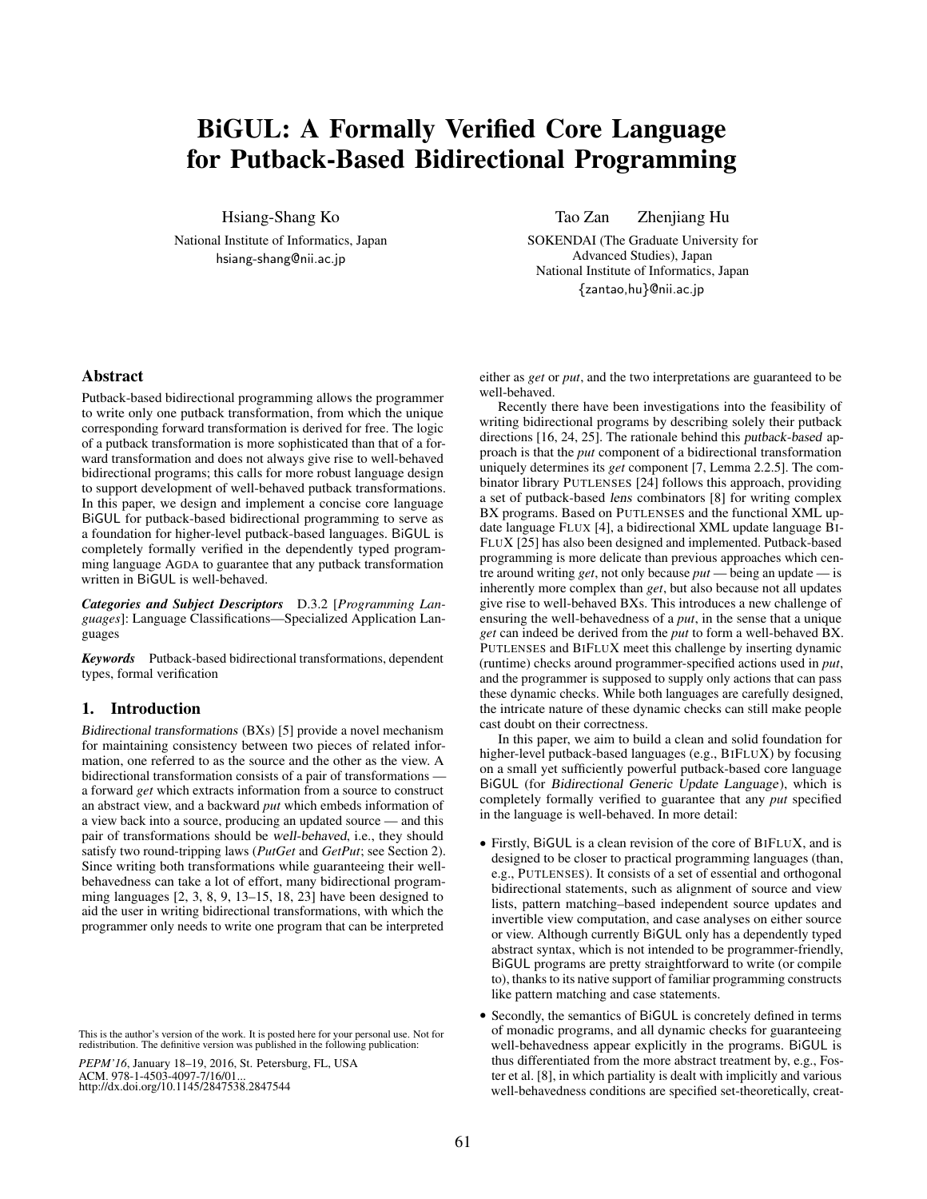# BiGUL: A Formally Verified Core Language for Putback-Based Bidirectional Programming

Hsiang-Shang Ko

National Institute of Informatics, Japan

hsiang-shang@nii.ac.jp

Tao Zan     Zhenjiang Hu

SOKENDAI (The Graduate University for Advanced Studies), Japan

National Institute of Informatics, Japan

{zantao,hu}@nii.ac.jp

## Abstract

Putback-based bidirectional programming allows the programmer to write only one putback transformation, from which the unique corresponding forward transformation is derived for free. The logic of a putback transformation is more sophisticated than that of a forward transformation and does not always give rise to well-behaved bidirectional programs; this calls for more robust language design to support development of well-behaved putback transformations. In this paper, we design and implement a concise core language BiGUL for putback-based bidirectional programming to serve as a foundation for higher-level putback-based languages. BiGUL is completely formally verified in the dependently typed programming language AGDA to guarantee that any putback transformation written in BiGUL is well-behaved.

***Categories and Subject Descriptors*** D.3.2 [*Programming Languages*]: Language Classifications—Specialized Application Languages

***Keywords*** Putback-based bidirectional transformations, dependent types, formal verification

## 1. Introduction

*Bidirectional transformations* (BXs) [5] provide a novel mechanism for maintaining consistency between two pieces of related information, one referred to as the source and the other as the view. A bidirectional transformation consists of a pair of transformations — a forward *get* which extracts information from a source to construct an abstract view, and a backward *put* which embeds information of a view back into a source, producing an updated source — and this pair of transformations should be *well-behaved*, i.e., they should satisfy two round-tripping laws (*PutGet* and *GetPut*; see Section 2). Since writing both transformations while guaranteeing their well-behavedness can take a lot of effort, many bidirectional programming languages [2, 3, 8, 9, 13–15, 18, 23] have been designed to aid the user in writing bidirectional transformations, with which the programmer only needs to write one program that can be interpreted either as *get* or *put*, and the two interpretations are guaranteed to be well-behaved.

Recently there have been investigations into the feasibility of writing bidirectional programs by describing solely their putback directions [16, 24, 25]. The rationale behind this *putback-based* approach is that the *put* component of a bidirectional transformation uniquely determines its *get* component [7, Lemma 2.2.5]. The combinator library PUTLENSES [24] follows this approach, providing a set of putback-based *lens* combinators [8] for writing complex BX programs. Based on PUTLENSES and the functional XML update language FLUX [4], a bidirectional XML update language BIFLUX [25] has also been designed and implemented. Putback-based programming is more delicate than previous approaches which centre around writing *get*, not only because *put* — being an update — is inherently more complex than *get*, but also because not all updates give rise to well-behaved BXs. This introduces a new challenge of ensuring the well-behavedness of a *put*, in the sense that a unique *get* can indeed be derived from the *put* to form a well-behaved BX. PUTLENSES and BIFLUX meet this challenge by inserting dynamic (runtime) checks around programmer-specified actions used in *put*, and the programmer is supposed to supply only actions that can pass these dynamic checks. While both languages are carefully designed, the intricate nature of these dynamic checks can still make people cast doubt on their correctness.

In this paper, we aim to build a clean and solid foundation for higher-level putback-based languages (e.g., BIFLUX) by focusing on a small yet sufficiently powerful putback-based core language BiGUL (for *Bidirectional Generic Update Language*), which is completely formally verified to guarantee that any *put* specified in the language is well-behaved. In more detail:

- Firstly, BiGUL is a clean revision of the core of BIFLUX, and is designed to be closer to practical programming languages (than, e.g., PUTLENSES). It consists of a set of essential and orthogonal bidirectional statements, such as alignment of source and view lists, pattern matching–based independent source updates and invertible view computation, and case analyses on either source or view. Although currently BiGUL only has a dependently typed abstract syntax, which is not intended to be programmer-friendly, BiGUL programs are pretty straightforward to write (or compile to), thanks to its native support of familiar programming constructs like pattern matching and case statements.
- Secondly, the semantics of BiGUL is concretely defined in terms of monadic programs, and all dynamic checks for guaranteeing well-behavedness appear explicitly in the programs. BiGUL is thus differentiated from the more abstract treatment by, e.g., Foster et al. [8], in which partiality is dealt with implicitly and various well-behavedness conditions are specified set-theoretically, creat-

This is the author's version of the work. It is posted here for your personal use. Not for redistribution. The definitive version was published in the following publication:

*PEPM'16*, January 18–19, 2016, St. Petersburg, FL, USA
ACM. 978-1-4503-4097-7/16/01...
http://dx.doi.org/10.1145/2847538.2847544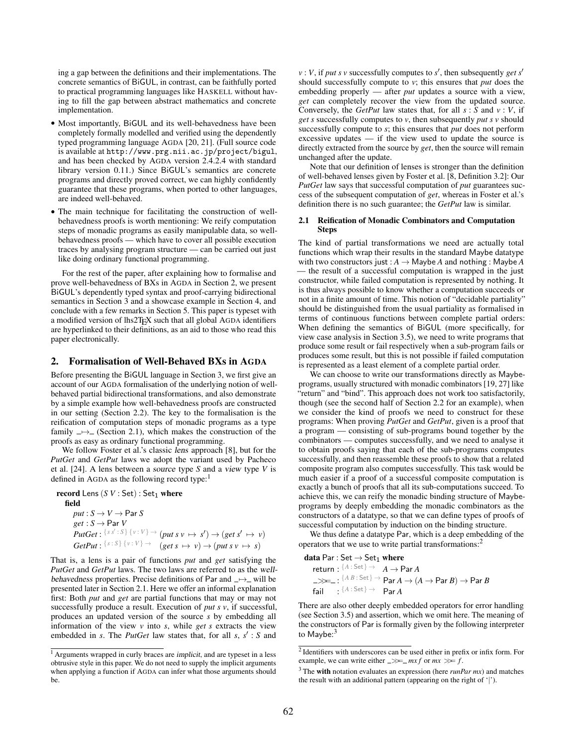ing a gap between the definitions and their implementations. The concrete semantics of BiGUL, in contrast, can be faithfully ported to practical programming languages like HASKELL without having to fill the gap between abstract mathematics and concrete implementation.

- Most importantly, BiGUL and its well-behavedness have been completely formally modelled and verified using the dependently typed programming language AGDA [20, 21]. (Full source code is available at `http://www.prg.nii.ac.jp/project/bigul`, and has been checked by AGDA version 2.4.2.4 with standard library version 0.11.) Since BiGUL's semantics are concrete programs and directly proved correct, we can highly confidently guarantee that these programs, when ported to other languages, are indeed well-behaved.
- The main technique for facilitating the construction of well-behavedness proofs is worth mentioning: We reify computation steps of monadic programs as easily manipulable data, so well-behavedness proofs — which have to cover all possible execution traces by analysing program structure — can be carried out just like doing ordinary functional programming.

For the rest of the paper, after explaining how to formalise and prove well-behavedness of BXs in AGDA in Section 2, we present BiGUL's dependently typed syntax and proof-carrying bidirectional semantics in Section 3 and a showcase example in Section 4, and conclude with a few remarks in Section 5. This paper is typeset with a modified version of lhs2TEX such that all global AGDA identifiers are hyperlinked to their definitions, as an aid to those who read this paper electronically.

## 2. Formalisation of Well-Behaved BXs in AGDA

Before presenting the BiGUL language in Section 3, we first give an account of our AGDA formalisation of the underlying notion of well-behaved partial bidirectional transformations, and also demonstrate by a simple example how well-behavedness proofs are constructed in our setting (Section 2.2). The key to the formalisation is the reification of computation steps of monadic programs as a type family $\_\mapsto\_$ (Section 2.1), which makes the construction of the proofs as easy as ordinary functional programming.

We follow Foster et al.'s classic *lens* approach [8], but for the *PutGet* and *GetPut* laws we adopt the variant used by Pacheco et al. [24]. A lens between a *source* type $S$ and a *view* type $V$ is defined in AGDA as the following record type:[1]

```
record Lens (S V : Set) : Set₁ where
  field
    put : S → V → Par S
    get : S → Par V
    PutGet : {s s' : S} {v : V} → (put s v ↦ s') → (get s' ↦ v)
    GetPut : {s : S} {v : V} →    (get s ↦ v) → (put s v ↦ s)
```

That is, a lens is a pair of functions *put* and *get* satisfying the *PutGet* and *GetPut* laws. The two laws are referred to as the *well-behavedness* properties. Precise definitions of Par and $\_\mapsto\_$ will be presented later in Section 2.1. Here we offer an informal explanation first: Both *put* and *get* are partial functions that may or may not successfully produce a result. Execution of *put s v*, if successful, produces an updated version of the source $s$ by embedding all information of the view $v$ into $s$, while *get s* extracts the view embedded in $s$. The *PutGet* law states that, for all $s$, $s' : S$ and $v : V$, if *put s v* successfully computes to $s'$, then subsequently *get* $s'$ should successfully compute to $v$; this ensures that *put* does the embedding properly — after *put* updates a source with a view, *get* can completely recover the view from the updated source. Conversely, the *GetPut* law states that, for all $s : S$ and $v : V$, if *get s* successfully computes to $v$, then subsequently *put s v* should successfully compute to $s$; this ensures that *put* does not perform excessive updates — if the view used to update the source is directly extracted from the source by *get*, then the source will remain unchanged after the update.

Note that our definition of lenses is stronger than the definition of well-behaved lenses given by Foster et al. [8, Definition 3.2]: Our *PutGet* law says that successful computation of *put* guarantees success of the subsequent computation of *get*, whereas in Foster et al.'s definition there is no such guarantee; the *GetPut* law is similar.

### 2.1 Reification of Monadic Combinators and Computation Steps

The kind of partial transformations we need are actually total functions which wrap their results in the standard Maybe datatype with two constructors just : $A \to$ Maybe $A$ and nothing : Maybe $A$ — the result of a successful computation is wrapped in the just constructor, while failed computation is represented by nothing. It is thus always possible to know whether a computation succeeds or not in a finite amount of time. This notion of "decidable partiality" should be distinguished from the usual partiality as formalised in terms of continuous functions between complete partial orders: When defining the semantics of BiGUL (more specifically, for view case analysis in Section 3.5), we need to write programs that produce some result or fail respectively when a sub-program fails or produces some result, but this is not possible if failed computation is represented as a least element of a complete partial order.

We can choose to write our transformations directly as Maybe-programs, usually structured with monadic combinators [19, 27] like "return" and "bind". This approach does not work too satisfactorily, though (see the second half of Section 2.2 for an example), when we consider the kind of proofs we need to construct for these programs: When proving *PutGet* and *GetPut*, given is a proof that a program — consisting of sub-programs bound together by the combinators — computes successfully, and we need to analyse it to obtain proofs saying that each of the sub-programs computes successfully, and then reassemble these proofs to show that a related composite program also computes successfully. This task would be much easier if a proof of a successful composite computation is exactly a bunch of proofs that all its sub-computations succeed. To achieve this, we can reify the monadic binding structure of Maybe-programs by deeply embedding the monadic combinators as the constructors of a datatype, so that we can define types of proofs of successful computation by induction on the binding structure.

We thus define a datatype Par, which is a deep embedding of the operators that we use to write partial transformations:[2]

```
data Par : Set → Set₁ where
  return : {A : Set} →   A → Par A
  _>>=_  : {A B : Set} → Par A → (A → Par B) → Par B
  fail   : {A : Set} →   Par A
```

There are also other deeply embedded operators for error handling (see Section 3.5) and assertion, which we omit here. The meaning of the constructors of Par is formally given by the following interpreter to Maybe:[3]

---

[1] Arguments wrapped in curly braces are *implicit*, and are typeset in a less obtrusive style in this paper. We do not need to supply the implicit arguments when applying a function if AGDA can infer what those arguments should be.

[2] Identifiers with underscores can be used either in prefix or infix form. For example, we can write either $\_\gg\!=\_\ mx\ f$ or $mx \gg\!= f$.

[3] The **with** notation evaluates an expression (here *runPar mx*) and matches the result with an additional pattern (appearing on the right of '|').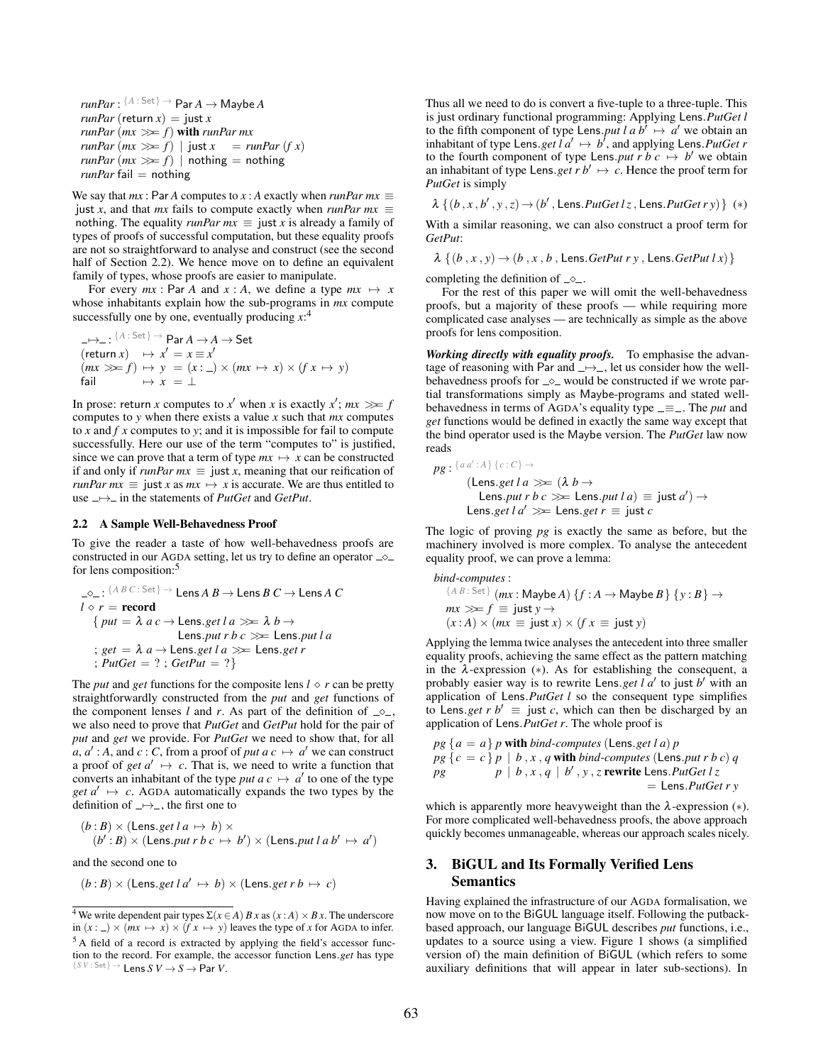```
runPar : {A : Set} → Par A → Maybe A
runPar (return x) = just x
runPar (mx >>= f) with runPar mx
runPar (mx >>= f) | just x    = runPar (f x)
runPar (mx >>= f) | nothing = nothing
runPar fail = nothing
```

We say that $mx$ : Par $A$ computes to $x : A$ exactly when *runPar mx* ≡ just $x$, and that $mx$ fails to compute exactly when *runPar mx* ≡ nothing. The equality *runPar mx* ≡ just $x$ is already a family of types of proofs of successful computation, but these equality proofs are not so straightforward to analyse and construct (see the second half of Section 2.2). We hence move on to define an equivalent family of types, whose proofs are easier to manipulate.

For every $mx$ : Par $A$ and $x : A$, we define a type $mx \mapsto x$ whose inhabitants explain how the sub-programs in $mx$ compute successfully one by one, eventually producing $x$:[4]

```
_↦_ : {A : Set} → Par A → A → Set
(return x)  ↦ x′ = x ≡ x′
(mx >>= f) ↦ y  = (x : _) × (mx ↦ x) × (f x ↦ y)
fail        ↦ x  = ⊥
```

In prose: return $x$ computes to $x'$ when $x$ is exactly $x'$; $mx \gg\!= f$ computes to $y$ when there exists a value $x$ such that $mx$ computes to $x$ and $f\ x$ computes to $y$; and it is impossible for fail to compute successfully. Here our use of the term "computes to" is justified, since we can prove that a term of type $mx \mapsto x$ can be constructed if and only if *runPar mx* ≡ just $x$, meaning that our reification of *runPar mx* ≡ just $x$ as $mx \mapsto x$ is accurate. We are thus entitled to use _↦_ in the statements of *PutGet* and *GetPut*.

### 2.2 A Sample Well-Behavedness Proof

To give the reader a taste of how well-behavedness proofs are constructed in our AGDA setting, let us try to define an operator _◇_ for lens composition:[5]

```
_◇_ : {A B C : Set} → Lens A B → Lens B C → Lens A C
l ◇ r = record
  { put = λ a c → Lens.get l a >>= λ b →
                    Lens.put r b c >>= Lens.put l a
  ; get = λ a → Lens.get l a >>= Lens.get r
  ; PutGet = ? ; GetPut = ?}
```

The *put* and *get* functions for the composite lens $l \diamond r$ can be pretty straightforwardly constructed from the *put* and *get* functions of the component lenses $l$ and $r$. As part of the definition of _◇_, we also need to prove that *PutGet* and *GetPut* hold for the pair of *put* and *get* we provide. For *PutGet* we need to show that, for all $a, a' : A$, and $c : C$, from a proof of $put\ a\ c \mapsto a'$ we can construct a proof of $get\ a' \mapsto c$. That is, we need to write a function that converts an inhabitant of the type $put\ a\ c \mapsto a'$ to one of the type $get\ a' \mapsto c$. AGDA automatically expands the two types by the definition of _↦_, the first one to

```
(b : B) × (Lens.get l a ↦ b) ×
    (b′ : B) × (Lens.put r b c ↦ b′) × (Lens.put l a b′ ↦ a′)
```

and the second one to

```
(b : B) × (Lens.get l a′ ↦ b) × (Lens.get r b ↦ c)
```

Thus all we need to do is convert a five-tuple to a three-tuple. This is just ordinary functional programming: Applying Lens.*PutGet l* to the fifth component of type Lens.*put l a b'* ↦ $a'$ we obtain an inhabitant of type Lens.*get l a'* ↦ $b'$, and applying Lens.*PutGet r* to the fourth component of type Lens.*put r b c* ↦ $b'$ we obtain an inhabitant of type Lens.*get r b'* ↦ $c$. Hence the proof term for *PutGet* is simply

```
λ {(b , x , b′ , y , z) → (b′ , Lens.PutGet l z , Lens.PutGet r y)}  (∗)
```

With a similar reasoning, we can also construct a proof term for *GetPut*:

```
λ {(b , x , y) → (b , x , b , Lens.GetPut r y , Lens.GetPut l x)}
```

completing the definition of _◇_.

For the rest of this paper we will omit the well-behavedness proofs, but a majority of these proofs — while requiring more complicated case analyses — are technically as simple as the above proofs for lens composition.

***Working directly with equality proofs.*** To emphasise the advantage of reasoning with Par and _↦_, let us consider how the well-behavedness proofs for _◇_ would be constructed if we wrote partial transformations simply as Maybe-programs and stated well-behavedness in terms of AGDA's equality type _≡_. The *put* and *get* functions would be defined in exactly the same way except that the bind operator used is the Maybe version. The *PutGet* law now reads

```
pg : {a a′ : A} {c : C} →
       (Lens.get l a >>= (λ b →
          Lens.put r b c >>= Lens.put l a) ≡ just a′) →
       Lens.get l a′ >>= Lens.get r ≡ just c
```

The logic of proving *pg* is exactly the same as before, but the machinery involved is more complex. To analyse the antecedent equality proof, we can prove a lemma:

```
bind-computes :
  {A B : Set} (mx : Maybe A) {f : A → Maybe B} {y : B} →
  mx >>= f ≡ just y →
  (x : A) × (mx ≡ just x) × (f x ≡ just y)
```

Applying the lemma twice analyses the antecedent into three smaller equality proofs, achieving the same effect as the pattern matching in the λ-expression (∗). As for establishing the consequent, a probably easier way is to rewrite Lens.*get l a'* to just $b'$ with an application of Lens.*PutGet l* so the consequent type simplifies to Lens.*get r b'* ≡ just $c$, which can then be discharged by an application of Lens.*PutGet r*. The whole proof is

```
pg {a = a} p with bind-computes (Lens.get l a) p
pg {c = c} p | b , x , q with bind-computes (Lens.put r b c) q
pg          p | b , x , q | b′ , y , z rewrite Lens.PutGet l z
                                                 = Lens.PutGet r y
```

which is apparently more heavyweight than the λ-expression (∗). For more complicated well-behavedness proofs, the above approach quickly becomes unmanageable, whereas our approach scales nicely.

## 3. BiGUL and Its Formally Verified Lens Semantics

Having explained the infrastructure of our AGDA formalisation, we now move on to the BiGUL language itself. Following the putback-based approach, our language BiGUL describes *put* functions, i.e., updates to a source using a view. Figure 1 shows (a simplified version of) the main definition of BiGUL (which refers to some auxiliary definitions that will appear in later sub-sections). In

---

[4] We write dependent pair types $\Sigma(x \in A)\ B\ x$ as $(x : A) \times B\ x$. The underscore in $(x : \_) \times (mx \mapsto x) \times (f\ x \mapsto y)$ leaves the type of $x$ for AGDA to infer.

[5] A field of a record is extracted by applying the field's accessor function to the record. For example, the accessor function Lens.*get* has type $\{S\ V : \mathsf{Set}\} \to$ Lens $S\ V \to S \to$ Par $V$.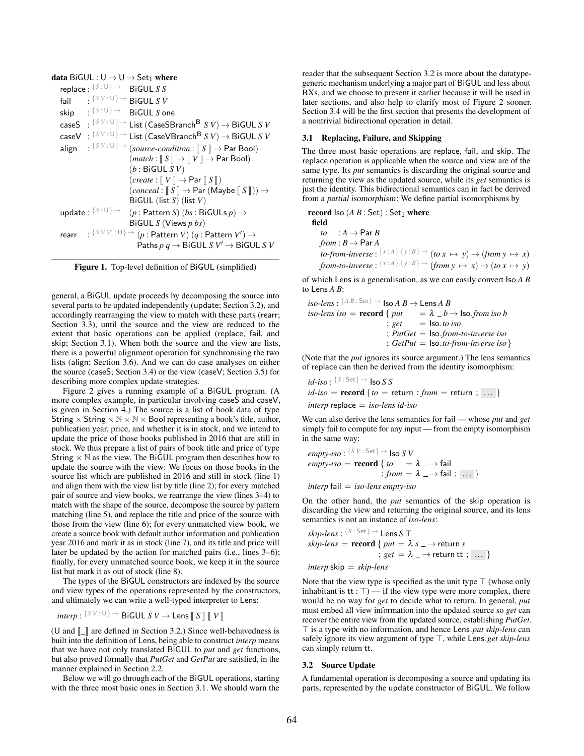```
data BiGUL : U → U → Set₁ where
  replace : {S : U} →   BiGUL S S
  fail    : {S V : U} → BiGUL S V
  skip    : {S : U} →   BiGUL S one
  caseS   : {S V : U} → List (CaseSBranch^B S V) → BiGUL S V
  caseV   : {S V : U} → List (CaseVBranch^B S V) → BiGUL S V
  align   : {S V : U} → (source-condition : ⟦ S ⟧ → Par Bool)
                        (match : ⟦ S ⟧ → ⟦ V ⟧ → Par Bool)
                        (b : BiGUL S V)
                        (create : ⟦ V ⟧ → Par ⟦ S ⟧)
                        (conceal : ⟦ S ⟧ → Par (Maybe ⟦ S ⟧)) →
                        BiGUL (list S) (list V)
  update : {S : U} →    (p : Pattern S) (bs : BiGULs p) →
                        BiGUL S (Views p bs)
  rearr   : {S V V' : U} → (p : Pattern V) (q : Pattern V') →
                        Paths p q → BiGUL S V' → BiGUL S V
```

**Figure 1.** Top-level definition of BiGUL (simplified)

general, a BiGUL update proceeds by decomposing the source into several parts to be updated independently (update; Section 3.2), and accordingly rearranging the view to match with these parts (rearr; Section 3.3), until the source and the view are reduced to the extent that basic operations can be applied (replace, fail, and skip; Section 3.1). When both the source and the view are lists, there is a powerful alignment operation for synchronising the two lists (align; Section 3.6). And we can do case analyses on either the source (caseS; Section 3.4) or the view (caseV; Section 3.5) for describing more complex update strategies.

Figure 2 gives a running example of a BiGUL program. (A more complex example, in particular involving caseS and caseV, is given in Section 4.) The source is a list of book data of type String × String × ℕ × ℕ × Bool representing a book's title, author, publication year, price, and whether it is in stock, and we intend to update the price of those books published in 2016 that are still in stock. We thus prepare a list of pairs of book title and price of type String × ℕ as the view. The BiGUL program then describes how to update the source with the view: We focus on those books in the source list which are published in 2016 and still in stock (line 1) and align them with the view list by title (line 2); for every matched pair of source and view books, we rearrange the view (lines 3–4) to match with the shape of the source, decompose the source by pattern matching (line 5), and replace the title and price of the source with those from the view (line 6); for every unmatched view book, we create a source book with default author information and publication year 2016 and mark it as in stock (line 7), and its title and price will later be updated by the action for matched pairs (i.e., lines 3–6); finally, for every unmatched source book, we keep it in the source list but mark it as out of stock (line 8).

The types of the BiGUL constructors are indexed by the source and view types of the operations represented by the constructors, and ultimately we can write a well-typed interpreter to Lens:

```
interp : {S V : U} → BiGUL S V → Lens ⟦ S ⟧ ⟦ V ⟧
```

(U and ⟦_⟧ are defined in Section 3.2.) Since well-behavedness is built into the definition of Lens, being able to construct *interp* means that we have not only translated BiGUL to *put* and *get* functions, but also proved formally that *PutGet* and *GetPut* are satisfied, in the manner explained in Section 2.2.

Below we will go through each of the BiGUL operations, starting with the three most basic ones in Section 3.1. We should warn the reader that the subsequent Section 3.2 is more about the datatype-generic mechanism underlying a major part of BiGUL and less about BXs, and we choose to present it earlier because it will be used in later sections, and also help to clarify most of Figure 2 sooner. Section 3.4 will be the first section that presents the development of a nontrivial bidirectional operation in detail.

### 3.1 Replacing, Failure, and Skipping

The three most basic operations are replace, fail, and skip. The replace operation is applicable when the source and view are of the same type. Its *put* semantics is discarding the original source and returning the view as the updated source, while its *get* semantics is just the identity. This bidirectional semantics can in fact be derived from a *partial isomorphism*: We define partial isomorphisms by

```
record Iso (A B : Set) : Set₁ where
  field
    to   : A → Par B
    from : B → Par A
    to-from-inverse : {x : A} {y : B} → (to x ↦ y) → (from y ↦ x)
    from-to-inverse : {x : A} {y : B} → (from y ↦ x) → (to x ↦ y)
```

of which Lens is a generalisation, as we can easily convert Iso *A B* to Lens *A B*:

```
iso-lens : {A B : Set} → Iso A B → Lens A B
iso-lens iso = record { put    = λ _ b → Iso.from iso b
                      ; get    = Iso.to iso
                      ; PutGet = Iso.from-to-inverse iso
                      ; GetPut = Iso.to-from-inverse iso }
```

(Note that the *put* ignores its source argument.) The lens semantics of replace can then be derived from the identity isomorphism:

```
id-iso : {S : Set} → Iso S S
id-iso = record { to = return ; from = return ; ... }
interp replace = iso-lens id-iso
```

We can also derive the lens semantics for fail — whose *put* and *get* simply fail to compute for any input — from the empty isomorphism in the same way:

```
empty-iso : {S V : Set} → Iso S V
empty-iso = record { to   = λ _ → fail
                   ; from = λ _ → fail ; ... }
interp fail = iso-lens empty-iso
```

On the other hand, the *put* semantics of the skip operation is discarding the view and returning the original source, and its lens semantics is not an instance of *iso-lens*:

```
skip-lens : {S : Set} → Lens S ⊤
skip-lens = record { put = λ s _ → return s
                   ; get = λ _ → return tt ; ... }
interp skip = skip-lens
```

Note that the view type is specified as the unit type ⊤ (whose only inhabitant is tt : ⊤) — if the view type were more complex, there would be no way for *get* to decide what to return. In general, *put* must embed all view information into the updated source so *get* can recover the entire view from the updated source, establishing *PutGet*. ⊤ is a type with no information, and hence Lens.*put skip-lens* can safely ignore its view argument of type ⊤, while Lens.*get skip-lens* can simply return tt.

### 3.2 Source Update

A fundamental operation is decomposing a source and updating its parts, represented by the update constructor of BiGUL. We follow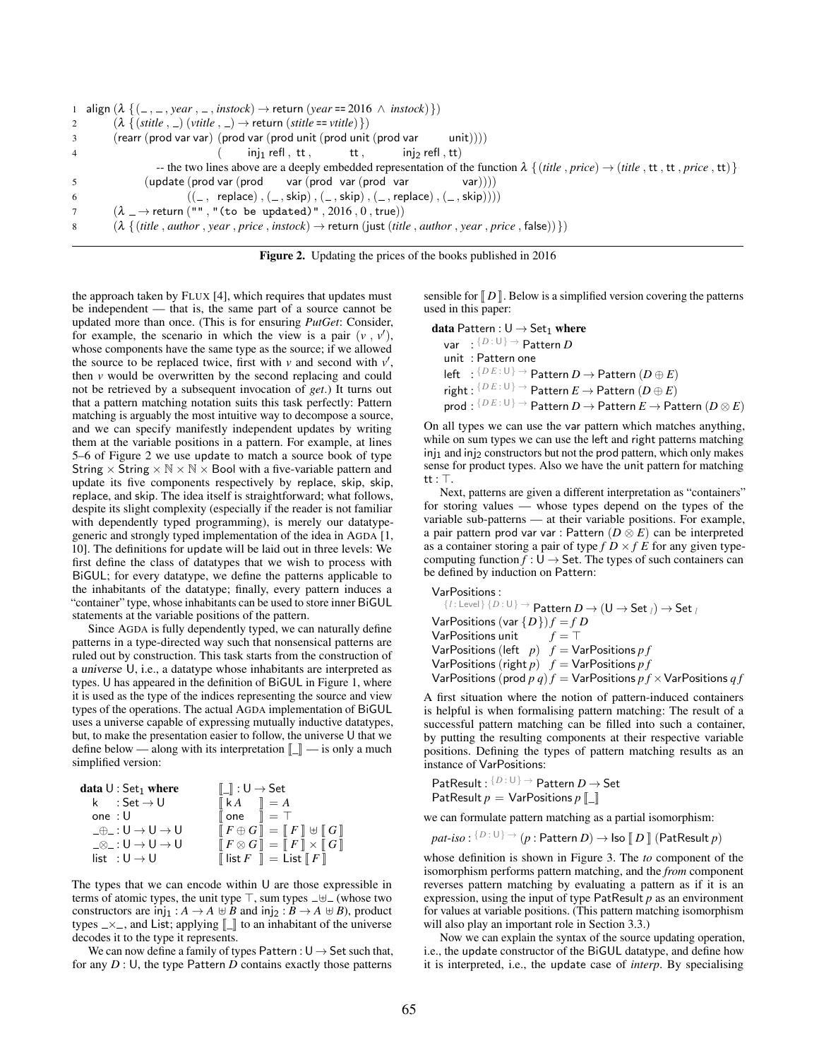```
1  align (λ {(_ , _ , year , _ , instock) → return (year == 2016 ∧ instock)})
2        (λ {(stitle , _) (vtitle , _) → return (stitle == vtitle)})
3        (rearr (prod var var) (prod var (prod unit (prod unit (prod var       unit))))
4                              (        inj₁ refl , tt ,        tt ,       inj₂ refl , tt)
            -- the two lines above are a deeply embedded representation of the function λ {(title , price) → (title , tt , tt , price , tt)}
5               (update (prod var (prod     var (prod  var (prod  var         var))))
6                       ((_ ,  replace) , (_ , skip) , (_ , skip) , (_ , replace) , (_ , skip))))
7        (λ _ → return ("" , "(to be updated)" , 2016 , 0 , true))
8        (λ {(title , author , year , price , instock) → return (just (title , author , year , price , false))})
```

**Figure 2.** Updating the prices of the books published in 2016

the approach taken by FLUX [4], which requires that updates must be independent — that is, the same part of a source cannot be updated more than once. (This is for ensuring *PutGet*: Consider, for example, the scenario in which the view is a pair $(v\ ,\ v')$, whose components have the same type as the source; if we allowed the source to be replaced twice, first with $v$ and second with $v'$, then $v$ would be overwritten by the second replacing and could not be retrieved by a subsequent invocation of *get*.) It turns out that a pattern matching notation suits this task perfectly: Pattern matching is arguably the most intuitive way to decompose a source, and we can specify manifestly independent updates by writing them at the variable positions in a pattern. For example, at lines 5–6 of Figure 2 we use update to match a source book of type String × String × ℕ × ℕ × Bool with a five-variable pattern and update its five components respectively by replace, skip, skip, replace, and skip. The idea itself is straightforward; what follows, despite its slight complexity (especially if the reader is not familiar with dependently typed programming), is merely our datatype-generic and strongly typed implementation of the idea in AGDA [1, 10]. The definitions for update will be laid out in three levels: We first define the class of datatypes that we wish to process with BiGUL; for every datatype, we define the patterns applicable to the inhabitants of the datatype; finally, every pattern induces a "container" type, whose inhabitants can be used to store inner BiGUL statements at the variable positions of the pattern.

Since AGDA is fully dependently typed, we can naturally define patterns in a type-directed way such that nonsensical patterns are ruled out by construction. This task starts from the construction of a *universe* U, i.e., a datatype whose inhabitants are interpreted as types. U has appeared in the definition of BiGUL in Figure 1, where it is used as the type of the indices representing the source and view types of the operations. The actual AGDA implementation of BiGUL uses a universe capable of expressing mutually inductive datatypes, but, to make the presentation easier to follow, the universe U that we define below — along with its interpretation ⟦_⟧ — is only a much simplified version:

```
data U : Set₁ where              ⟦_⟧ : U → Set
  k    : Set → U                 ⟦ k A    ⟧ = A
  one  : U                       ⟦ one    ⟧ = ⊤
  _⊕_ : U → U → U                ⟦ F ⊕ G ⟧ = ⟦ F ⟧ ⊎ ⟦ G ⟧
  _⊗_ : U → U → U                ⟦ F ⊗ G ⟧ = ⟦ F ⟧ × ⟦ G ⟧
  list : U → U                   ⟦ list F ⟧ = List ⟦ F ⟧
```

The types that we can encode within U are those expressible in terms of atomic types, the unit type ⊤, sum types _⊎_ (whose two constructors are $\mathsf{inj}_1 : A \to A \uplus B$ and $\mathsf{inj}_2 : B \to A \uplus B$), product types _×_, and List; applying ⟦_⟧ to an inhabitant of the universe decodes it to the type it represents.

We can now define a family of types Pattern : U → Set such that, for any $D$ : U, the type Pattern $D$ contains exactly those patterns sensible for ⟦ $D$ ⟧. Below is a simplified version covering the patterns used in this paper:

```
data Pattern : U → Set₁ where
  var   : {D : U} → Pattern D
  unit  : Pattern one
  left  : {D E : U} → Pattern D → Pattern (D ⊕ E)
  right : {D E : U} → Pattern E → Pattern (D ⊕ E)
  prod  : {D E : U} → Pattern D → Pattern E → Pattern (D ⊗ E)
```

On all types we can use the var pattern which matches anything, while on sum types we can use the left and right patterns matching $\mathsf{inj}_1$ and $\mathsf{inj}_2$ constructors but not the prod pattern, which only makes sense for product types. Also we have the unit pattern for matching tt : ⊤.

Next, patterns are given a different interpretation as "containers" for storing values — whose types depend on the types of the variable sub-patterns — at their variable positions. For example, a pair pattern prod var var : Pattern $(D \otimes E)$ can be interpreted as a container storing a pair of type $f\ D \times f\ E$ for any given type-computing function $f$ : U → Set. The types of such containers can be defined by induction on Pattern:

```
VarPositions :
  {l : Level} {D : U} → Pattern D → (U → Set l) → Set l
VarPositions (var {D}) f = f D
VarPositions unit       f = ⊤
VarPositions (left  p)  f = VarPositions p f
VarPositions (right p)  f = VarPositions p f
VarPositions (prod p q) f = VarPositions p f × VarPositions q f
```

A first situation where the notion of pattern-induced containers is helpful is when formalising pattern matching: The result of a successful pattern matching can be filled into such a container, by putting the resulting components at their respective variable positions. Defining the types of pattern matching results as an instance of VarPositions:

```
PatResult : {D : U} → Pattern D → Set
PatResult p = VarPositions p ⟦_⟧
```

we can formulate pattern matching as a partial isomorphism:

```
pat-iso : {D : U} → (p : Pattern D) → Iso ⟦ D ⟧ (PatResult p)
```

whose definition is shown in Figure 3. The *to* component of the isomorphism performs pattern matching, and the *from* component reverses pattern matching by evaluating a pattern as if it is an expression, using the input of type PatResult $p$ as an environment for values at variable positions. (This pattern matching isomorphism will also play an important role in Section 3.3.)

Now we can explain the syntax of the source updating operation, i.e., the update constructor of the BiGUL datatype, and define how it is interpreted, i.e., the update case of *interp*. By specialising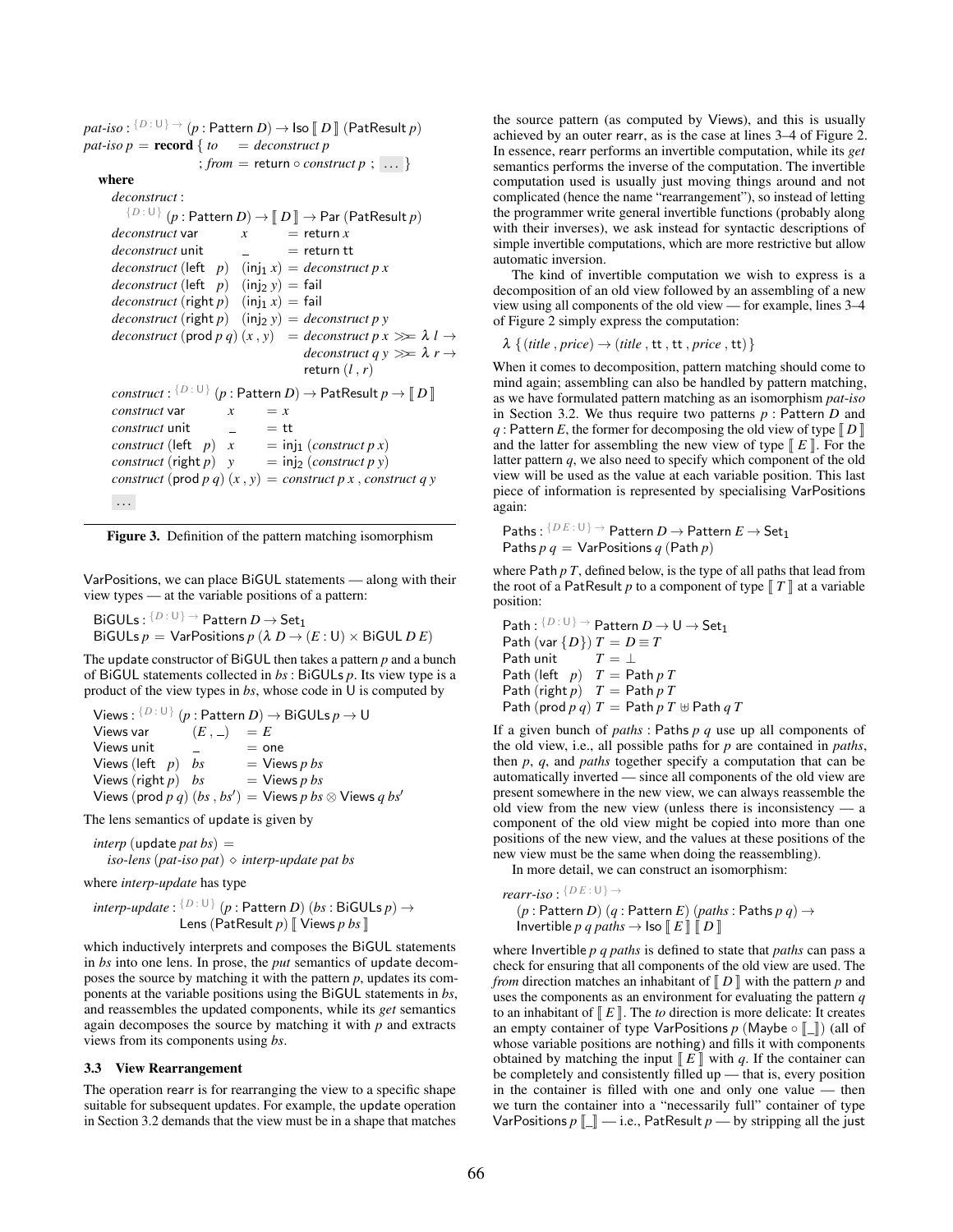```
pat-iso : {D : U} → (p : Pattern D) → Iso ⟦ D ⟧ (PatResult p)
pat-iso p = record { to    = deconstruct p
                   ; from = return ∘ construct p ; ... }
  where
    deconstruct :
      {D : U} (p : Pattern D) → ⟦ D ⟧ → Par (PatResult p)
    deconstruct var        x        = return x
    deconstruct unit       _        = return tt
    deconstruct (left  p)  (inj₁ x) = deconstruct p x
    deconstruct (left  p)  (inj₂ y) = fail
    deconstruct (right p)  (inj₁ x) = fail
    deconstruct (right p)  (inj₂ y) = deconstruct p y
    deconstruct (prod p q) (x , y)  = deconstruct p x >>= λ l →
                                      deconstruct q y >>= λ r →
                                      return (l , r)

    construct : {D : U} (p : Pattern D) → PatResult p → ⟦ D ⟧
    construct var        x       = x
    construct unit       _       = tt
    construct (left  p)  x       = inj₁ (construct p x)
    construct (right p)  y       = inj₂ (construct p y)
    construct (prod p q) (x , y) = construct p x , construct q y
    ...
```

**Figure 3.** Definition of the pattern matching isomorphism

VarPositions, we can place BiGUL statements — along with their view types — at the variable positions of a pattern:

```
BiGULs : {D : U} → Pattern D → Set₁
BiGULs p = VarPositions p (λ D → (E : U) × BiGUL D E)
```

The update constructor of BiGUL then takes a pattern $p$ and a bunch of BiGUL statements collected in $bs$ : BiGULs $p$. Its view type is a product of the view types in $bs$, whose code in U is computed by

```
Views : {D : U} (p : Pattern D) → BiGULs p → U
Views var        (E , _)   = E
Views unit       _         = one
Views (left  p)  bs        = Views p bs
Views (right p)  bs        = Views p bs
Views (prod p q) (bs , bs') = Views p bs ⊗ Views q bs'
```

The lens semantics of update is given by

```
interp (update pat bs) =
  iso-lens (pat-iso pat) ⋄ interp-update pat bs
```

where *interp-update* has type

```
interp-update : {D : U} (p : Pattern D) (bs : BiGULs p) →
                Lens (PatResult p) ⟦ Views p bs ⟧
```

which inductively interprets and composes the BiGUL statements in $bs$ into one lens. In prose, the *put* semantics of update decomposes the source by matching it with the pattern $p$, updates its components at the variable positions using the BiGUL statements in $bs$, and reassembles the updated components, while its *get* semantics again decomposes the source by matching it with $p$ and extracts views from its components using $bs$.

### 3.3 View Rearrangement

The operation rearr is for rearranging the view to a specific shape suitable for subsequent updates. For example, the update operation in Section 3.2 demands that the view must be in a shape that matches the source pattern (as computed by Views), and this is usually achieved by an outer rearr, as is the case at lines 3–4 of Figure 2. In essence, rearr performs an invertible computation, while its *get* semantics performs the inverse of the computation. The invertible computation used is usually just moving things around and not complicated (hence the name "rearrangement"), so instead of letting the programmer write general invertible functions (probably along with their inverses), we ask instead for syntactic descriptions of simple invertible computations, which are more restrictive but allow automatic inversion.

The kind of invertible computation we wish to express is a decomposition of an old view followed by an assembling of a new view using all components of the old view — for example, lines 3–4 of Figure 2 simply express the computation:

```
λ { (title , price) → (title , tt , price , tt) }
```

When it comes to decomposition, pattern matching should come to mind again; assembling can also be handled by pattern matching, as we have formulated pattern matching as an isomorphism *pat-iso* in Section 3.2. We thus require two patterns $p$ : Pattern $D$ and $q$ : Pattern $E$, the former for decomposing the old view of type $⟦ D ⟧$ and the latter for assembling the new view of type $⟦ E ⟧$. For the latter pattern $q$, we also need to specify which component of the old view will be used as the value at each variable position. This last piece of information is represented by specialising VarPositions again:

```
Paths : {D E : U} → Pattern D → Pattern E → Set₁
Paths p q = VarPositions q (Path p)
```

where Path $p$ $T$, defined below, is the type of all paths that lead from the root of a PatResult $p$ to a component of type $⟦ T ⟧$ at a variable position:

```
Path : {D : U} → Pattern D → U → Set₁
Path (var {D}) T = D ≡ T
Path unit      T = ⊥
Path (left  p) T = Path p T
Path (right p) T = Path p T
Path (prod p q) T = Path p T ⊎ Path q T
```

If a given bunch of *paths* : Paths $p$ $q$ use up all components of the old view, i.e., all possible paths for $p$ are contained in *paths*, then $p$, $q$, and *paths* together specify a computation that can be automatically inverted — since all components of the old view are present somewhere in the new view, we can always reassemble the old view from the new view (unless there is inconsistency — a component of the old view might be copied into more than one positions of the new view, and the values at these positions of the new view must be the same when doing the reassembling).

In more detail, we can construct an isomorphism:

```
rearr-iso : {D E : U} →
  (p : Pattern D) (q : Pattern E) (paths : Paths p q) →
  Invertible p q paths → Iso ⟦ E ⟧ ⟦ D ⟧
```

where Invertible $p$ $q$ *paths* is defined to state that *paths* can pass a check for ensuring that all components of the old view are used. The *from* direction matches an inhabitant of $⟦ D ⟧$ with the pattern $p$ and uses the components as an environment for evaluating the pattern $q$ to an inhabitant of $⟦ E ⟧$. The *to* direction is more delicate: It creates an empty container of type VarPositions $p$ (Maybe ∘ ⟦_⟧) (all of whose variable positions are nothing) and fills it with components obtained by matching the input $⟦ E ⟧$ with $q$. If the container can be completely and consistently filled up — that is, every position in the container is filled with one and only one value — then we turn the container into a "necessarily full" container of type VarPositions $p$ ⟦_⟧ — i.e., PatResult $p$ — by stripping all the just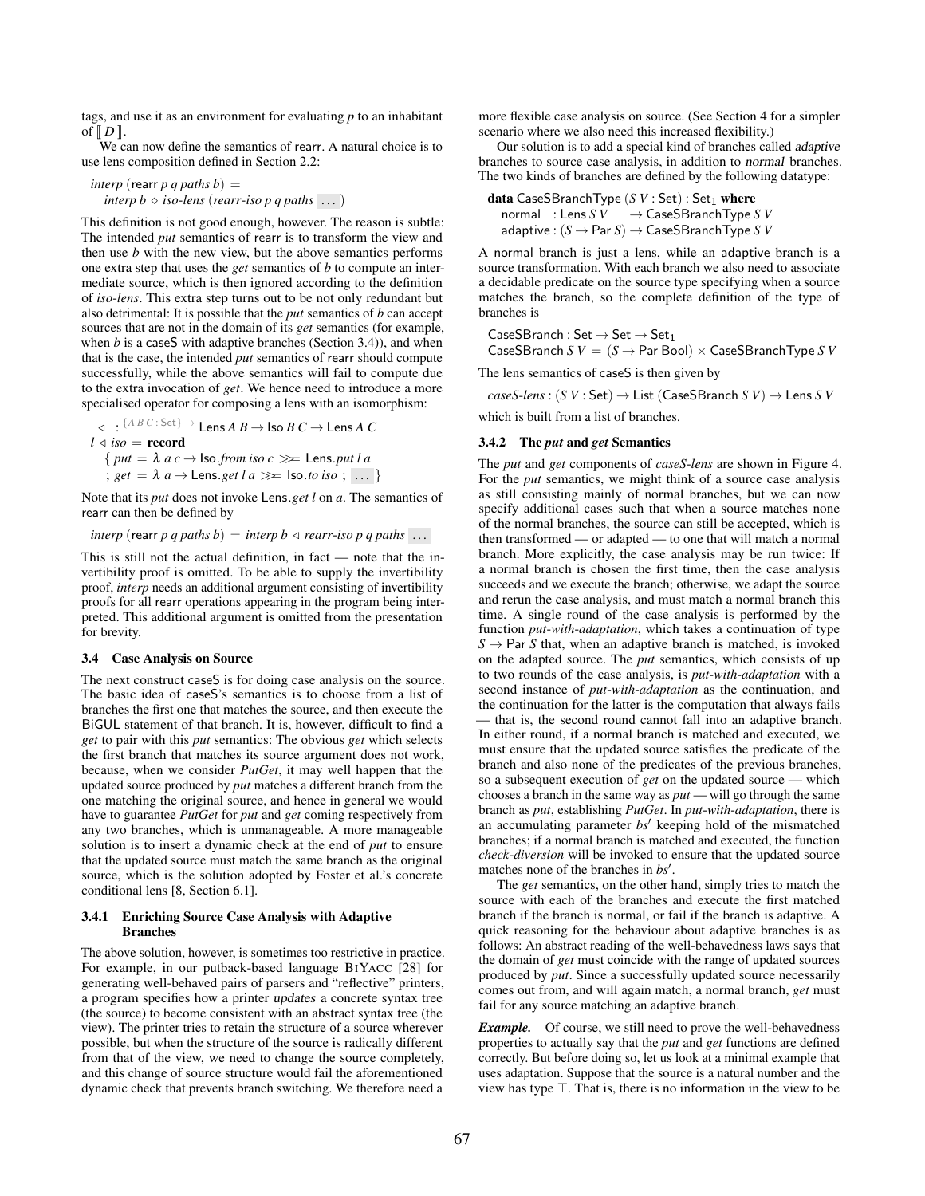tags, and use it as an environment for evaluating *p* to an inhabitant of $[\![ D ]\!]$.

We can now define the semantics of rearr. A natural choice is to use lens composition defined in Section 2.2:

```
interp (rearr p q paths b) =
  interp b ⋄ iso-lens (rearr-iso p q paths ...)
```

This definition is not good enough, however. The reason is subtle: The intended *put* semantics of rearr is to transform the view and then use *b* with the new view, but the above semantics performs one extra step that uses the *get* semantics of *b* to compute an intermediate source, which is then ignored according to the definition of *iso-lens*. This extra step turns out to be not only redundant but also detrimental: It is possible that the *put* semantics of *b* can accept sources that are not in the domain of its *get* semantics (for example, when *b* is a caseS with adaptive branches (Section 3.4)), and when that is the case, the intended *put* semantics of rearr should compute successfully, while the above semantics will fail to compute due to the extra invocation of *get*. We hence need to introduce a more specialised operator for composing a lens with an isomorphism:

```
_◁_ : {A B C : Set} → Lens A B → Iso B C → Lens A C
l ◁ iso = record
  { put = λ a c → Iso.from iso c >>= Lens.put l a
  ; get = λ a → Lens.get l a >>= Iso.to iso ; ... }
```

Note that its *put* does not invoke Lens.*get l* on *a*. The semantics of rearr can then be defined by

```
interp (rearr p q paths b) = interp b ◁ rearr-iso p q paths ...
```

This is still not the actual definition, in fact — note that the invertibility proof is omitted. To be able to supply the invertibility proof, *interp* needs an additional argument consisting of invertibility proofs for all rearr operations appearing in the program being interpreted. This additional argument is omitted from the presentation for brevity.

### 3.4 Case Analysis on Source

The next construct caseS is for doing case analysis on the source. The basic idea of caseS's semantics is to choose from a list of branches the first one that matches the source, and then execute the BiGUL statement of that branch. It is, however, difficult to find a *get* to pair with this *put* semantics: The obvious *get* which selects the first branch that matches its source argument does not work, because, when we consider *PutGet*, it may well happen that the updated source produced by *put* matches a different branch from the one matching the original source, and hence in general we would have to guarantee *PutGet* for *put* and *get* coming respectively from any two branches, which is unmanageable. A more manageable solution is to insert a dynamic check at the end of *put* to ensure that the updated source must match the same branch as the original source, which is the solution adopted by Foster et al.'s concrete conditional lens [8, Section 6.1].

#### 3.4.1 Enriching Source Case Analysis with Adaptive Branches

The above solution, however, is sometimes too restrictive in practice. For example, in our putback-based language BiYacc [28] for generating well-behaved pairs of parsers and "reflective" printers, a program specifies how a printer *updates* a concrete syntax tree (the source) to become consistent with an abstract syntax tree (the view). The printer tries to retain the structure of a source wherever possible, but when the structure of the source is radically different from that of the view, we need to change the source completely, and this change of source structure would fail the aforementioned dynamic check that prevents branch switching. We therefore need a more flexible case analysis on source. (See Section 4 for a simpler scenario where we also need this increased flexibility.)

Our solution is to add a special kind of branches called *adaptive* branches to source case analysis, in addition to *normal* branches. The two kinds of branches are defined by the following datatype:

```
data CaseSBranchType (S V : Set) : Set₁ where
  normal   : Lens S V      → CaseSBranchType S V
  adaptive : (S → Par S) → CaseSBranchType S V
```

A normal branch is just a lens, while an adaptive branch is a source transformation. With each branch we also need to associate a decidable predicate on the source type specifying when a source matches the branch, so the complete definition of the type of branches is

```
CaseSBranch : Set → Set → Set₁
CaseSBranch S V = (S → Par Bool) × CaseSBranchType S V
```

The lens semantics of caseS is then given by

```
caseS-lens : (S V : Set) → List (CaseSBranch S V) → Lens S V
```

which is built from a list of branches.

#### 3.4.2 The *put* and *get* Semantics

The *put* and *get* components of *caseS-lens* are shown in Figure 4. For the *put* semantics, we might think of a source case analysis as still consisting mainly of normal branches, but we can now specify additional cases such that when a source matches none of the normal branches, the source can still be accepted, which is then transformed — or adapted — to one that will match a normal branch. More explicitly, the case analysis may be run twice: If a normal branch is chosen the first time, then the case analysis succeeds and we execute the branch; otherwise, we adapt the source and rerun the case analysis, and must match a normal branch this time. A single round of the case analysis is performed by the function *put-with-adaptation*, which takes a continuation of type $S \to \mathsf{Par}\ S$ that, when an adaptive branch is matched, is invoked on the adapted source. The *put* semantics, which consists of up to two rounds of the case analysis, is *put-with-adaptation* with a second instance of *put-with-adaptation* as the continuation, and the continuation for the latter is the computation that always fails — that is, the second round cannot fall into an adaptive branch. In either round, if a normal branch is matched and executed, we must ensure that the updated source satisfies the predicate of the branch and also none of the predicates of the previous branches, so a subsequent execution of *get* on the updated source — which chooses a branch in the same way as *put* — will go through the same branch as *put*, establishing *PutGet*. In *put-with-adaptation*, there is an accumulating parameter $bs'$ keeping hold of the mismatched branches; if a normal branch is matched and executed, the function *check-diversion* will be invoked to ensure that the updated source matches none of the branches in $bs'$.

The *get* semantics, on the other hand, simply tries to match the source with each of the branches and execute the first matched branch if the branch is normal, or fail if the branch is adaptive. A quick reasoning for the behaviour about adaptive branches is as follows: An abstract reading of the well-behavedness laws says that the domain of *get* must coincide with the range of updated sources produced by *put*. Since a successfully updated source necessarily comes out from, and will again match, a normal branch, *get* must fail for any source matching an adaptive branch.

***Example.*** Of course, we still need to prove the well-behavedness properties to actually say that the *put* and *get* functions are defined correctly. But before doing so, let us look at a minimal example that uses adaptation. Suppose that the source is a natural number and the view has type $\top$. That is, there is no information in the view to be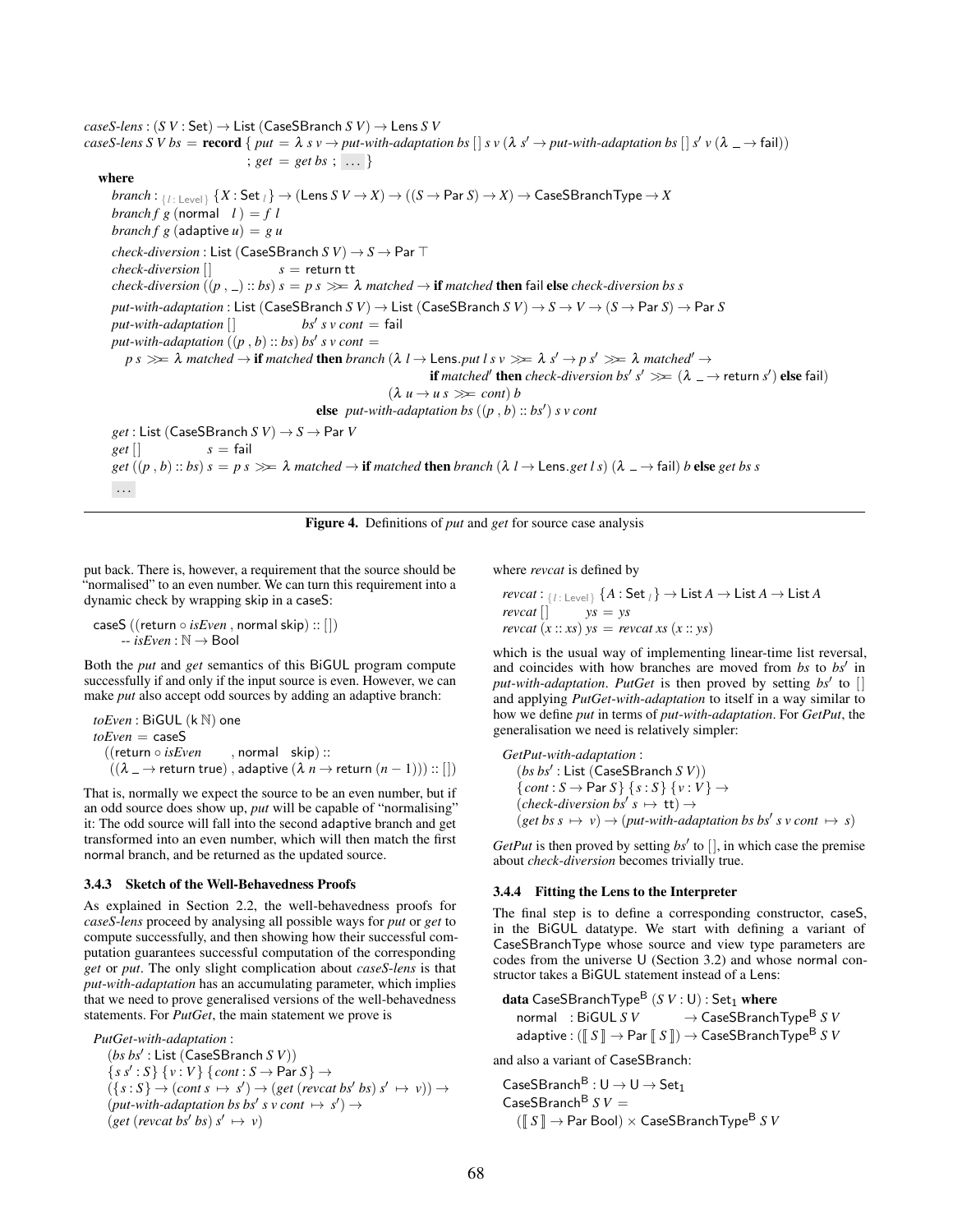```
caseS-lens : (S V : Set) → List (CaseSBranch S V) → Lens S V
caseS-lens S V bs = record { put = λ s v → put-with-adaptation bs [] s v (λ s′ → put-with-adaptation bs [] s′ v (λ _ → fail))
                           ; get = get bs ; ... }
  where
    branch : {l : Level} {X : Set l} → (Lens S V → X) → ((S → Par S) → X) → CaseSBranchType → X
    branch f g (normal   l ) = f l
    branch f g (adaptive u) = g u

    check-diversion : List (CaseSBranch S V) → S → Par ⊤
    check-diversion []            s = return tt
    check-diversion ((p , _) :: bs) s = p s >>= λ matched → if matched then fail else check-diversion bs s

    put-with-adaptation : List (CaseSBranch S V) → List (CaseSBranch S V) → S → V → (S → Par S) → Par S
    put-with-adaptation []            bs′ s v cont = fail
    put-with-adaptation ((p , b) :: bs) bs′ s v cont =
      p s >>= λ matched → if matched then branch (λ l → Lens.put l s v >>= λ s′ → p s′ >>= λ matched′ →
                                                  if matched′ then check-diversion bs′ s′ >>= (λ _ → return s′) else fail)
                                                 (λ u → u s >>= cont) b
                          else  put-with-adaptation bs ((p , b) :: bs′) s v cont

    get : List (CaseSBranch S V) → S → Par V
    get []             s = fail
    get ((p , b) :: bs) s = p s >>= λ matched → if matched then branch (λ l → Lens.get l s) (λ _ → fail) b else get bs s
    ...
```

**Figure 4.** Definitions of *put* and *get* for source case analysis

put back. There is, however, a requirement that the source should be "normalised" to an even number. We can turn this requirement into a dynamic check by wrapping skip in a caseS:

```
caseS ((return ∘ isEven , normal skip) :: [])
      -- isEven : ℕ → Bool
```

Both the *put* and *get* semantics of this BiGUL program compute successfully if and only if the input source is even. However, we can make *put* also accept odd sources by adding an adaptive branch:

```
toEven : BiGUL (k ℕ) one
toEven = caseS
  ((return ∘ isEven        , normal   skip) ::
   ((λ _ → return true) , adaptive (λ n → return (n − 1))) :: [])
```

That is, normally we expect the source to be an even number, but if an odd source does show up, *put* will be capable of "normalising" it: The odd source will fall into the second adaptive branch and get transformed into an even number, which will then match the first normal branch, and be returned as the updated source.

### 3.4.3 Sketch of the Well-Behavedness Proofs

As explained in Section 2.2, the well-behavedness proofs for *caseS-lens* proceed by analysing all possible ways for *put* or *get* to compute successfully, and then showing how their successful computation guarantees successful computation of the corresponding *get* or *put*. The only slight complication about *caseS-lens* is that *put-with-adaptation* has an accumulating parameter, which implies that we need to prove generalised versions of the well-behavedness statements. For *PutGet*, the main statement we prove is

```
PutGet-with-adaptation :
  (bs bs′ : List (CaseSBranch S V))
  {s s′ : S} {v : V} {cont : S → Par S} →
  ({s : S} → (cont s ↦ s′) → (get (revcat bs′ bs) s′ ↦ v)) →
  (put-with-adaptation bs bs′ s v cont ↦ s′) →
  (get (revcat bs′ bs) s′ ↦ v)
```

where *revcat* is defined by

```
revcat : {l : Level} {A : Set l} → List A → List A → List A
revcat []        ys = ys
revcat (x :: xs) ys = revcat xs (x :: ys)
```

which is the usual way of implementing linear-time list reversal, and coincides with how branches are moved from *bs* to *bs′* in *put-with-adaptation*. *PutGet* is then proved by setting *bs′* to [] and applying *PutGet-with-adaptation* to itself in a way similar to how we define *put* in terms of *put-with-adaptation*. For *GetPut*, the generalisation we need is relatively simpler:

```
GetPut-with-adaptation :
  (bs bs′ : List (CaseSBranch S V))
  {cont : S → Par S} {s : S} {v : V} →
  (check-diversion bs′ s ↦ tt) →
  (get bs s ↦ v) → (put-with-adaptation bs bs′ s v cont ↦ s)
```

*GetPut* is then proved by setting *bs′* to [], in which case the premise about *check-diversion* becomes trivially true.

### 3.4.4 Fitting the Lens to the Interpreter

The final step is to define a corresponding constructor, caseS, in the BiGUL datatype. We start with defining a variant of CaseSBranchType whose source and view type parameters are codes from the universe U (Section 3.2) and whose normal constructor takes a BiGUL statement instead of a Lens:

```
data CaseSBranchTypeᴮ (S V : U) : Set₁ where
  normal   : BiGUL S V            → CaseSBranchTypeᴮ S V
  adaptive : (⟦ S ⟧ → Par ⟦ S ⟧) → CaseSBranchTypeᴮ S V
```

and also a variant of CaseSBranch:

```
CaseSBranchᴮ : U → U → Set₁
CaseSBranchᴮ S V =
  (⟦ S ⟧ → Par Bool) × CaseSBranchTypeᴮ S V
```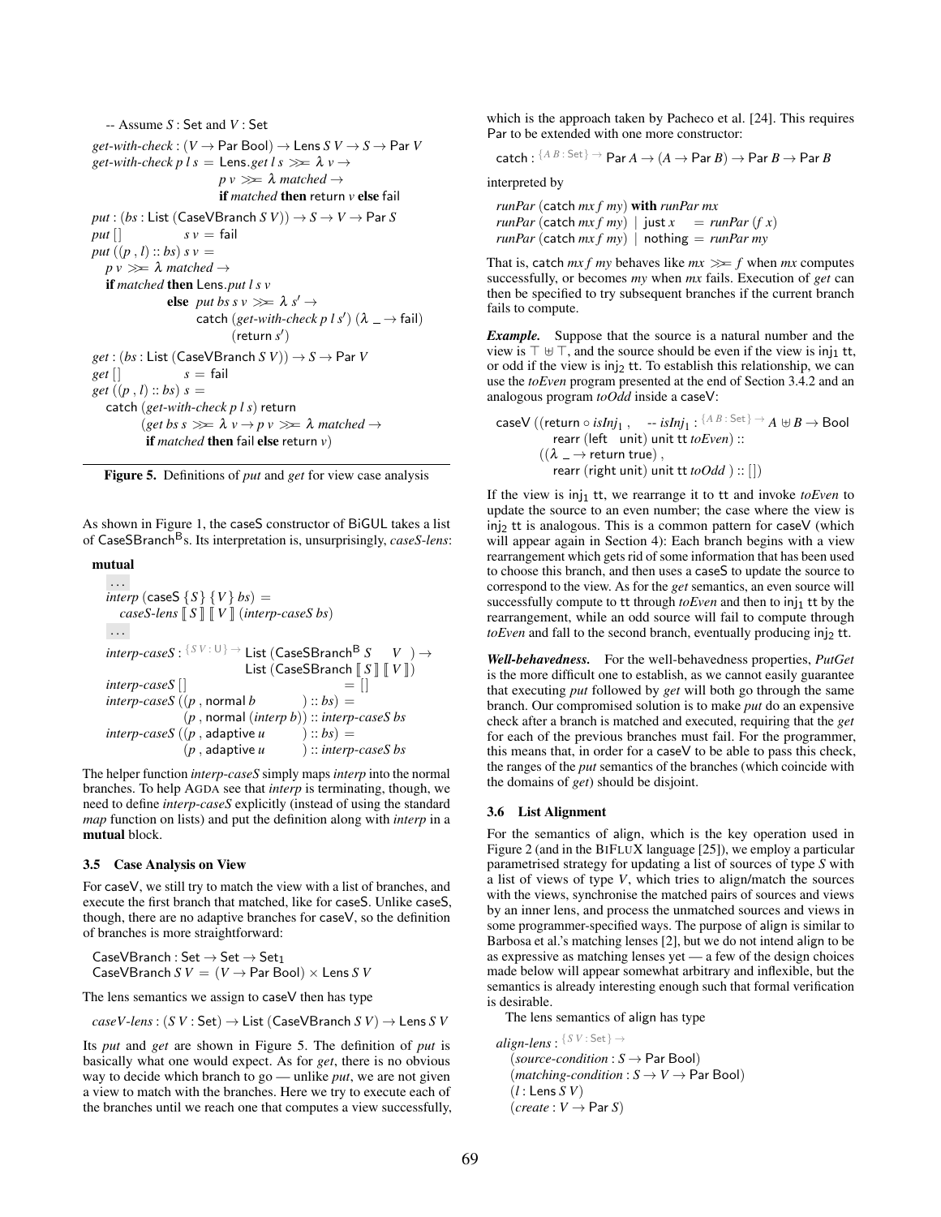```
-- Assume S : Set and V : Set
get-with-check : (V → Par Bool) → Lens S V → S → Par V
get-with-check p l s = Lens.get l s >>= λ v →
                       p v >>= λ matched →
                       if matched then return v else fail
put : (bs : List (CaseVBranch S V)) → S → V → Par S
put []            s v = fail
put ((p , l) :: bs) s v =
  p v >>= λ matched →
  if matched then Lens.put l s v
             else put bs s v >>= λ s' →
                  catch (get-with-check p l s') (λ _ → fail)
                        (return s')
get : (bs : List (CaseVBranch S V)) → S → Par V
get []            s = fail
get ((p , l) :: bs) s =
  catch (get-with-check p l s) return
        (get bs s >>= λ v → p v >>= λ matched →
         if matched then fail else return v)
```

**Figure 5.** Definitions of *put* and *get* for view case analysis

As shown in Figure 1, the caseS constructor of BiGUL takes a list of $\mathsf{CaseSBranch}^{\mathsf{B}}$s. Its interpretation is, unsurprisingly, *caseS-lens*:

```
mutual
  ...
  interp (caseS {S} {V} bs) =
    caseS-lens ⟦ S ⟧ ⟦ V ⟧ (interp-caseS bs)
  ...
  interp-caseS : {S V : U} → List (CaseSBranchᴮ S   V  ) →
                             List (CaseSBranch ⟦ S ⟧ ⟦ V ⟧)
  interp-caseS []                          = []
  interp-caseS ((p , normal b         ) :: bs) =
               (p , normal (interp b)) :: interp-caseS bs
  interp-caseS ((p , adaptive u       ) :: bs) =
               (p , adaptive u        ) :: interp-caseS bs
```

The helper function *interp-caseS* simply maps *interp* into the normal branches. To help AGDA see that *interp* is terminating, though, we need to define *interp-caseS* explicitly (instead of using the standard *map* function on lists) and put the definition along with *interp* in a **mutual** block.

### 3.5 Case Analysis on View

For caseV, we still try to match the view with a list of branches, and execute the first branch that matched, like for caseS. Unlike caseS, though, there are no adaptive branches for caseV, so the definition of branches is more straightforward:

```
CaseVBranch : Set → Set → Set₁
CaseVBranch S V = (V → Par Bool) × Lens S V
```

The lens semantics we assign to caseV then has type

```
caseV-lens : (S V : Set) → List (CaseVBranch S V) → Lens S V
```

Its *put* and *get* are shown in Figure 5. The definition of *put* is basically what one would expect. As for *get*, there is no obvious way to decide which branch to go — unlike *put*, we are not given a view to match with the branches. Here we try to execute each of the branches until we reach one that computes a view successfully, which is the approach taken by Pacheco et al. [24]. This requires Par to be extended with one more constructor:

```
catch : {A B : Set} → Par A → (A → Par B) → Par B → Par B
```

interpreted by

```
runPar (catch mx f my) with runPar mx
runPar (catch mx f my) | just x    = runPar (f x)
runPar (catch mx f my) | nothing   = runPar my
```

That is, catch *mx f my* behaves like *mx* $\gg=$ *f* when *mx* computes successfully, or becomes *my* when *mx* fails. Execution of *get* can then be specified to try subsequent branches if the current branch fails to compute.

***Example.*** Suppose that the source is a natural number and the view is $\top \uplus \top$, and the source should be even if the view is $\mathsf{inj}_1$ tt, or odd if the view is $\mathsf{inj}_2$ tt. To establish this relationship, we can use the *toEven* program presented at the end of Section 3.4.2 and an analogous program *toOdd* inside a caseV:

```
caseV ((return ∘ isInj₁ ,    -- isInj₁ : {A B : Set} → A ⊎ B → Bool
        rearr (left  unit) unit tt toEven) ::
       ((λ _ → return true) ,
        rearr (right unit) unit tt toOdd ) :: [])
```

If the view is $\mathsf{inj}_1$ tt, we rearrange it to tt and invoke *toEven* to update the source to an even number; the case where the view is $\mathsf{inj}_2$ tt is analogous. This is a common pattern for caseV (which will appear again in Section 4): Each branch begins with a view rearrangement which gets rid of some information that has been used to choose this branch, and then uses a caseS to update the source to correspond to the view. As for the *get* semantics, an even source will successfully compute to tt through *toEven* and then to $\mathsf{inj}_1$ tt by the rearrangement, while an odd source will fail to compute through *toEven* and fall to the second branch, eventually producing $\mathsf{inj}_2$ tt.

***Well-behavedness.*** For the well-behavedness properties, *PutGet* is the more difficult one to establish, as we cannot easily guarantee that executing *put* followed by *get* will both go through the same branch. Our compromised solution is to make *put* do an expensive check after a branch is matched and executed, requiring that the *get* for each of the previous branches must fail. For the programmer, this means that, in order for a caseV to be able to pass this check, the ranges of the *put* semantics of the branches (which coincide with the domains of *get*) should be disjoint.

### 3.6 List Alignment

For the semantics of align, which is the key operation used in Figure 2 (and in the BIFLUX language [25]), we employ a particular parametrised strategy for updating a list of sources of type *S* with a list of views of type *V*, which tries to align/match the sources with the views, synchronise the matched pairs of sources and views by an inner lens, and process the unmatched sources and views in some programmer-specified ways. The purpose of align is similar to Barbosa et al.'s matching lenses [2], but we do not intend align to be as expressive as matching lenses yet — a few of the design choices made below will appear somewhat arbitrary and inflexible, but the semantics is already interesting enough such that formal verification is desirable.

The lens semantics of align has type

```
align-lens : {S V : Set} →
  (source-condition : S → Par Bool)
  (matching-condition : S → V → Par Bool)
  (l : Lens S V)
  (create : V → Par S)
```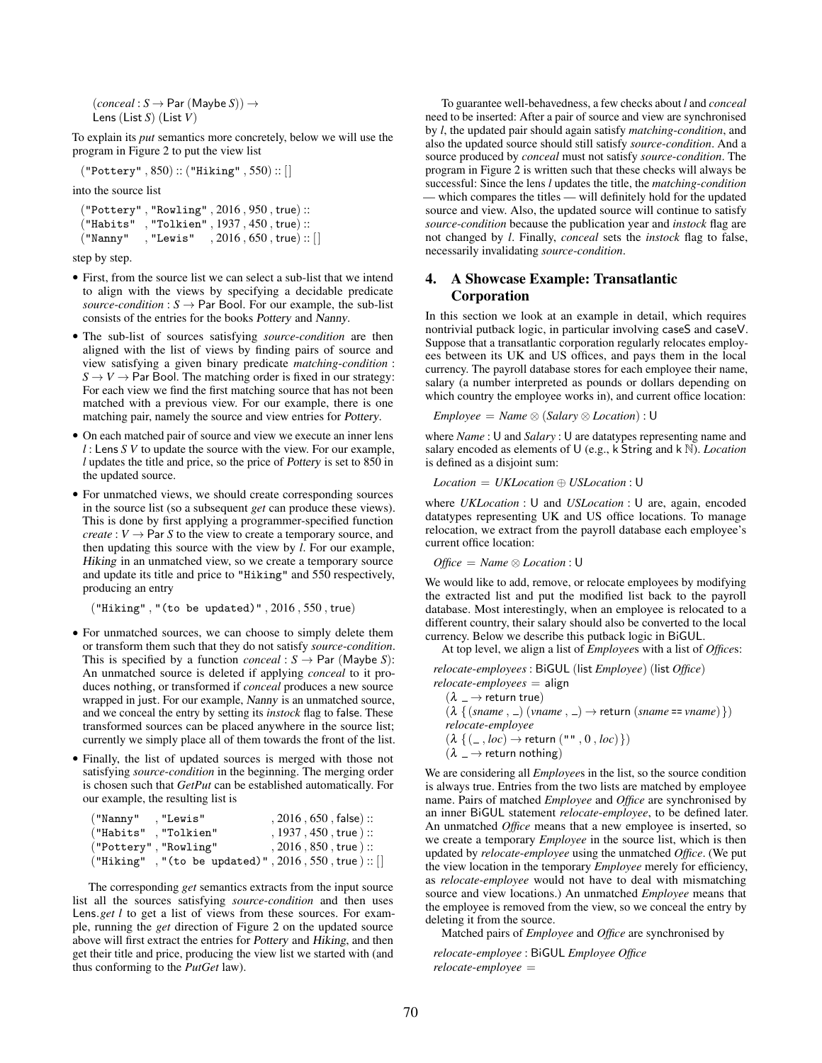(*conceal* : *S* → Par (Maybe *S*)) →
Lens (List *S*) (List *V*)

To explain its *put* semantics more concretely, below we will use the program in Figure 2 to put the view list

```
("Pottery" , 850) :: ("Hiking" , 550) :: []
```

into the source list

```
("Pottery" , "Rowling" , 2016 , 950 , true) ::
("Habits"  , "Tolkien" , 1937 , 450 , true) ::
("Nanny"   , "Lewis"   , 2016 , 650 , true) :: []
```

step by step.

- First, from the source list we can select a sub-list that we intend to align with the views by specifying a decidable predicate *source-condition* : *S* → Par Bool. For our example, the sub-list consists of the entries for the books *Pottery* and *Nanny*.
- The sub-list of sources satisfying *source-condition* are then aligned with the list of views by finding pairs of source and view satisfying a given binary predicate *matching-condition* : *S* → *V* → Par Bool. The matching order is fixed in our strategy: For each view we find the first matching source that has not been matched with a previous view. For our example, there is one matching pair, namely the source and view entries for *Pottery*.
- On each matched pair of source and view we execute an inner lens *l* : Lens *S V* to update the source with the view. For our example, *l* updates the title and price, so the price of *Pottery* is set to 850 in the updated source.
- For unmatched views, we should create corresponding sources in the source list (so a subsequent *get* can produce these views). This is done by first applying a programmer-specified function *create* : *V* → Par *S* to the view to create a temporary source, and then updating this source with the view by *l*. For our example, *Hiking* in an unmatched view, so we create a temporary source and update its title and price to "Hiking" and 550 respectively, producing an entry

  ```
  ("Hiking" , "(to be updated)" , 2016 , 550 , true)
  ```

- For unmatched sources, we can choose to simply delete them or transform them such that they do not satisfy *source-condition*. This is specified by a function *conceal* : *S* → Par (Maybe *S*): An unmatched source is deleted if applying *conceal* to it produces nothing, or transformed if *conceal* produces a new source wrapped in just. For our example, *Nanny* is an unmatched source, and we conceal the entry by setting its *instock* flag to false. These transformed sources can be placed anywhere in the source list; currently we simply place all of them towards the front of the list.
- Finally, the list of updated sources is merged with those not satisfying *source-condition* in the beginning. The merging order is chosen such that *GetPut* can be established automatically. For our example, the resulting list is

  ```
  ("Nanny"   , "Lewis"            , 2016 , 650 , false) ::
  ("Habits"  , "Tolkien"          , 1937 , 450 , true ) ::
  ("Pottery" , "Rowling"          , 2016 , 850 , true ) ::
  ("Hiking"  , "(to be updated)"  , 2016 , 550 , true ) :: []
  ```

The corresponding *get* semantics extracts from the input source list all the sources satisfying *source-condition* and then uses Lens.*get l* to get a list of views from these sources. For example, running the *get* direction of Figure 2 on the updated source above will first extract the entries for *Pottery* and *Hiking*, and then get their title and price, producing the view list we started with (and thus conforming to the *PutGet* law).

To guarantee well-behavedness, a few checks about *l* and *conceal* need to be inserted: After a pair of source and view are synchronised by *l*, the updated pair should again satisfy *matching-condition*, and also the updated source should still satisfy *source-condition*. And a source produced by *conceal* must not satisfy *source-condition*. The program in Figure 2 is written such that these checks will always be successful: Since the lens *l* updates the title, the *matching-condition* — which compares the titles — will definitely hold for the updated source and view. Also, the updated source will continue to satisfy *source-condition* because the publication year and *instock* flag are not changed by *l*. Finally, *conceal* sets the *instock* flag to false, necessarily invalidating *source-condition*.

## 4. A Showcase Example: Transatlantic Corporation

In this section we look at an example in detail, which requires nontrivial putback logic, in particular involving caseS and caseV. Suppose that a transatlantic corporation regularly relocates employees between its UK and US offices, and pays them in the local currency. The payroll database stores for each employee their name, salary (a number interpreted as pounds or dollars depending on which country the employee works in), and current office location:

$$\textit{Employee} = \textit{Name} \otimes (\textit{Salary} \otimes \textit{Location}) : \mathsf{U}$$

where *Name* : U and *Salary* : U are datatypes representing name and salary encoded as elements of U (e.g., k String and k ℕ). *Location* is defined as a disjoint sum:

$$\textit{Location} = \textit{UKLocation} \oplus \textit{USLocation} : \mathsf{U}$$

where *UKLocation* : U and *USLocation* : U are, again, encoded datatypes representing UK and US office locations. To manage relocation, we extract from the payroll database each employee's current office location:

$$\textit{Office} = \textit{Name} \otimes \textit{Location} : \mathsf{U}$$

We would like to add, remove, or relocate employees by modifying the extracted list and put the modified list back to the payroll database. Most interestingly, when an employee is relocated to a different country, their salary should also be converted to the local currency. Below we describe this putback logic in BiGUL.

At top level, we align a list of *Employee*s with a list of *Office*s:

```
relocate-employees : BiGUL (list Employee) (list Office)
relocate-employees = align
  (λ _ → return true)
  (λ {(sname , _) (vname , _) → return (sname == vname)})
  relocate-employee
  (λ {(_ , loc) → return ("" , 0 , loc)})
  (λ _ → return nothing)
```

We are considering all *Employee*s in the list, so the source condition is always true. Entries from the two lists are matched by employee name. Pairs of matched *Employee* and *Office* are synchronised by an inner BiGUL statement *relocate-employee*, to be defined later. An unmatched *Office* means that a new employee is inserted, so we create a temporary *Employee* in the source list, which is then updated by *relocate-employee* using the unmatched *Office*. (We put the view location in the temporary *Employee* merely for efficiency, as *relocate-employee* would not have to deal with mismatching source and view locations.) An unmatched *Employee* means that the employee is removed from the view, so we conceal the entry by deleting it from the source.

Matched pairs of *Employee* and *Office* are synchronised by

```
relocate-employee : BiGUL Employee Office
relocate-employee =
```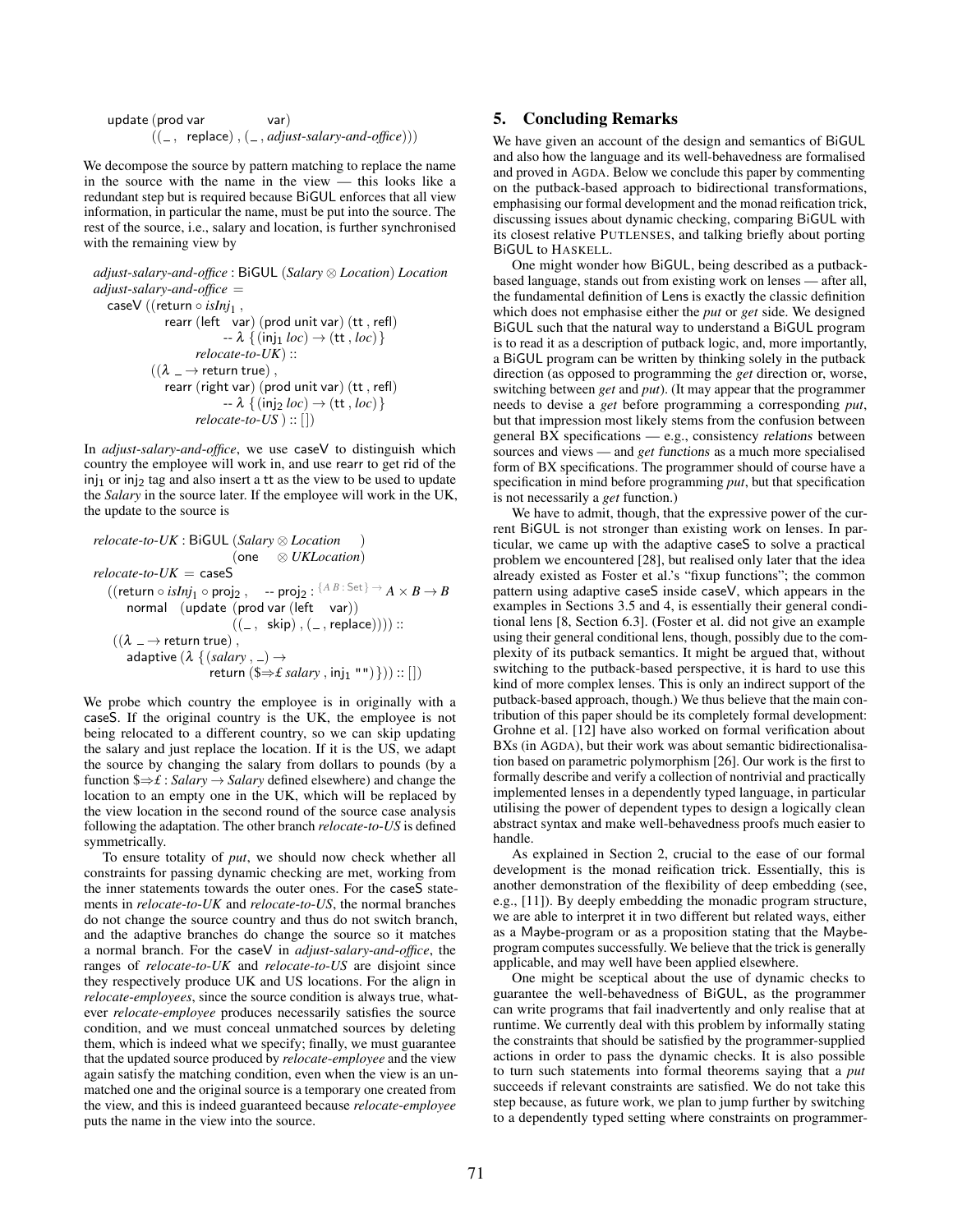```
update (prod var              var)
       ((_ ,  replace) , (_ , adjust-salary-and-office)))
```

We decompose the source by pattern matching to replace the name in the source with the name in the view — this looks like a redundant step but is required because BiGUL enforces that all view information, in particular the name, must be put into the source. The rest of the source, i.e., salary and location, is further synchronised with the remaining view by

```
adjust-salary-and-office : BiGUL (Salary ⊗ Location) Location
adjust-salary-and-office =
  caseV ((return ∘ isInj₁ ,
          rearr (left   var) (prod unit var) (tt , refl)
                  -- λ { (inj₁ loc) → (tt , loc) }
                relocate-to-UK) ::
         ((λ _ → return true) ,
          rearr (right var) (prod unit var) (tt , refl)
                  -- λ { (inj₂ loc) → (tt , loc) }
                relocate-to-US ) :: [])
```

In *adjust-salary-and-office*, we use caseV to distinguish which country the employee will work in, and use rearr to get rid of the $\mathsf{inj}_1$ or $\mathsf{inj}_2$ tag and also insert a tt as the view to be used to update the *Salary* in the source later. If the employee will work in the UK, the update to the source is

```
relocate-to-UK : BiGUL (Salary ⊗ Location      )
                       (one     ⊗ UKLocation)
relocate-to-UK = caseS
  ((return ∘ isInj₁ ∘ proj₂ ,    -- proj₂ : {A B : Set} → A × B → B
     normal   (update (prod var (left    var))
                              ((_ ,  skip) , (_ , replace)))) ::
   ((λ _ → return true) ,
     adaptive (λ { (salary , _) →
                   return ($⇒£ salary , inj₁ "") })) :: [])
```

We probe which country the employee is in originally with a caseS. If the original country is the UK, the employee is not being relocated to a different country, so we can skip updating the salary and just replace the location. If it is the US, we adapt the source by changing the salary from dollars to pounds (by a function $⇒£ : *Salary* → *Salary* defined elsewhere) and change the location to an empty one in the UK, which will be replaced by the view location in the second round of the source case analysis following the adaptation. The other branch *relocate-to-US* is defined symmetrically.

To ensure totality of *put*, we should now check whether all constraints for passing dynamic checking are met, working from the inner statements towards the outer ones. For the caseS statements in *relocate-to-UK* and *relocate-to-US*, the normal branches do not change the source country and thus do not switch branch, and the adaptive branches do change the source so it matches a normal branch. For the caseV in *adjust-salary-and-office*, the ranges of *relocate-to-UK* and *relocate-to-US* are disjoint since they respectively produce UK and US locations. For the align in *relocate-employees*, since the source condition is always true, whatever *relocate-employee* produces necessarily satisfies the source condition, and we must conceal unmatched sources by deleting them, which is indeed what we specify; finally, we must guarantee that the updated source produced by *relocate-employee* and the view again satisfy the matching condition, even when the view is an unmatched one and the original source is a temporary one created from the view, and this is indeed guaranteed because *relocate-employee* puts the name in the view into the source.

## 5. Concluding Remarks

We have given an account of the design and semantics of BiGUL and also how the language and its well-behavedness are formalised and proved in AGDA. Below we conclude this paper by commenting on the putback-based approach to bidirectional transformations, emphasising our formal development and the monad reification trick, discussing issues about dynamic checking, comparing BiGUL with its closest relative PUTLENSES, and talking briefly about porting BiGUL to HASKELL.

One might wonder how BiGUL, being described as a putback-based language, stands out from existing work on lenses — after all, the fundamental definition of Lens is exactly the classic definition which does not emphasise either the *put* or *get* side. We designed BiGUL such that the natural way to understand a BiGUL program is to read it as a description of putback logic, and, more importantly, a BiGUL program can be written by thinking solely in the putback direction (as opposed to programming the *get* direction or, worse, switching between *get* and *put*). (It may appear that the programmer needs to devise a *get* before programming a corresponding *put*, but that impression most likely stems from the confusion between general BX specifications — e.g., consistency *relations* between sources and views — and *get functions* as a much more specialised form of BX specifications. The programmer should of course have a specification in mind before programming *put*, but that specification is not necessarily a *get* function.)

We have to admit, though, that the expressive power of the current BiGUL is not stronger than existing work on lenses. In particular, we came up with the adaptive caseS to solve a practical problem we encountered [28], but realised only later that the idea already existed as Foster et al.'s "fixup functions"; the common pattern using adaptive caseS inside caseV, which appears in the examples in Sections 3.5 and 4, is essentially their general conditional lens [8, Section 6.3]. (Foster et al. did not give an example using their general conditional lens, though, possibly due to the complexity of its putback semantics. It might be argued that, without switching to the putback-based perspective, it is hard to use this kind of more complex lenses. This is only an indirect support of the putback-based approach, though.) We thus believe that the main contribution of this paper should be its completely formal development: Grohne et al. [12] have also worked on formal verification about BXs (in AGDA), but their work was about semantic bidirectionalisation based on parametric polymorphism [26]. Our work is the first to formally describe and verify a collection of nontrivial and practically implemented lenses in a dependently typed language, in particular utilising the power of dependent types to design a logically clean abstract syntax and make well-behavedness proofs much easier to handle.

As explained in Section 2, crucial to the ease of our formal development is the monad reification trick. Essentially, this is another demonstration of the flexibility of deep embedding (see, e.g., [11]). By deeply embedding the monadic program structure, we are able to interpret it in two different but related ways, either as a Maybe-program or as a proposition stating that the Maybe-program computes successfully. We believe that the trick is generally applicable, and may well have been applied elsewhere.

One might be sceptical about the use of dynamic checks to guarantee the well-behavedness of BiGUL, as the programmer can write programs that fail inadvertently and only realise that at runtime. We currently deal with this problem by informally stating the constraints that should be satisfied by the programmer-supplied actions in order to pass the dynamic checks. It is also possible to turn such statements into formal theorems saying that a *put* succeeds if relevant constraints are satisfied. We do not take this step because, as future work, we plan to jump further by switching to a dependently typed setting where constraints on programmer-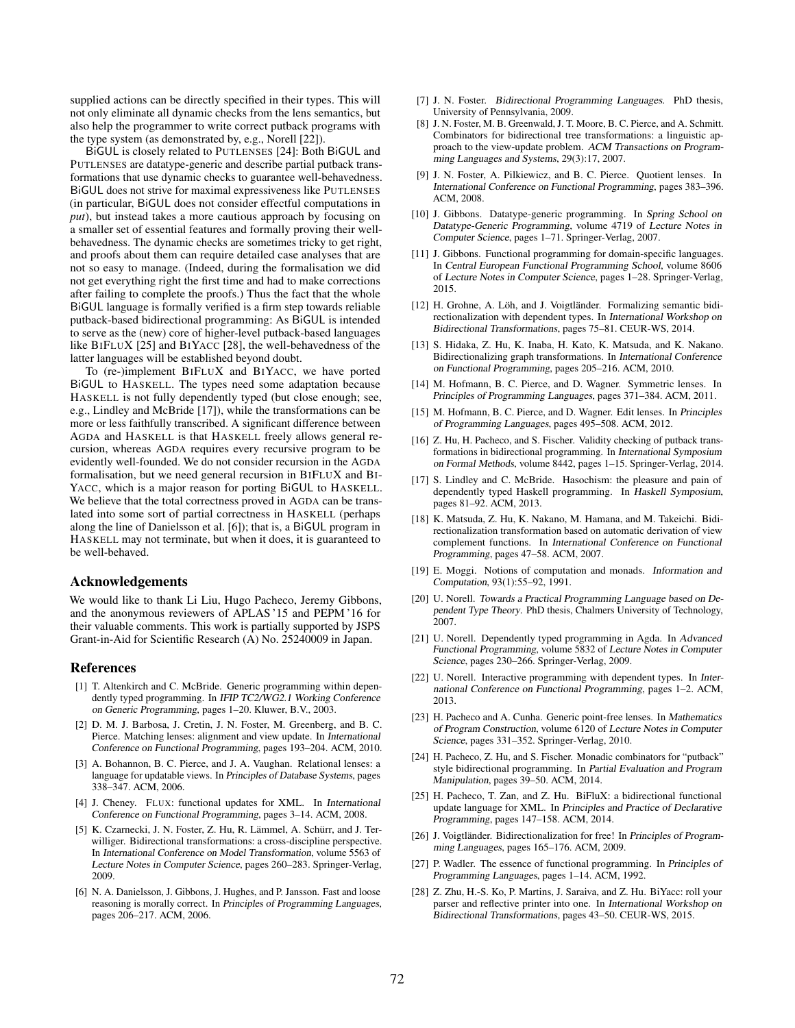supplied actions can be directly specified in their types. This will not only eliminate all dynamic checks from the lens semantics, but also help the programmer to write correct putback programs with the type system (as demonstrated by, e.g., Norell [22]).

BiGUL is closely related to PUTLENSES [24]: Both BiGUL and PUTLENSES are datatype-generic and describe partial putback transformations that use dynamic checks to guarantee well-behavedness. BiGUL does not strive for maximal expressiveness like PUTLENSES (in particular, BiGUL does not consider effectful computations in *put*), but instead takes a more cautious approach by focusing on a smaller set of essential features and formally proving their well-behavedness. The dynamic checks are sometimes tricky to get right, and proofs about them can require detailed case analyses that are not so easy to manage. (Indeed, during the formalisation we did not get everything right the first time and had to make corrections after failing to complete the proofs.) Thus the fact that the whole BiGUL language is formally verified is a firm step towards reliable putback-based bidirectional programming: As BiGUL is intended to serve as the (new) core of higher-level putback-based languages like BIFLUX [25] and BIYACC [28], the well-behavedness of the latter languages will be established beyond doubt.

To (re-)implement BIFLUX and BIYACC, we have ported BiGUL to HASKELL. The types need some adaptation because HASKELL is not fully dependently typed (but close enough; see, e.g., Lindley and McBride [17]), while the transformations can be more or less faithfully transcribed. A significant difference between AGDA and HASKELL is that HASKELL freely allows general recursion, whereas AGDA requires every recursive program to be evidently well-founded. We do not consider recursion in the AGDA formalisation, but we need general recursion in BIFLUX and BIYACC, which is a major reason for porting BiGUL to HASKELL. We believe that the total correctness proved in AGDA can be translated into some sort of partial correctness in HASKELL (perhaps along the line of Danielsson et al. [6]); that is, a BiGUL program in HASKELL may not terminate, but when it does, it is guaranteed to be well-behaved.

## Acknowledgements

We would like to thank Li Liu, Hugo Pacheco, Jeremy Gibbons, and the anonymous reviewers of APLAS '15 and PEPM '16 for their valuable comments. This work is partially supported by JSPS Grant-in-Aid for Scientific Research (A) No. 25240009 in Japan.

## References

[1] T. Altenkirch and C. McBride. Generic programming within dependently typed programming. In *IFIP TC2/WG2.1 Working Conference on Generic Programming*, pages 1–20. Kluwer, B.V., 2003.

[2] D. M. J. Barbosa, J. Cretin, J. N. Foster, M. Greenberg, and B. C. Pierce. Matching lenses: alignment and view update. In *International Conference on Functional Programming*, pages 193–204. ACM, 2010.

[3] A. Bohannon, B. C. Pierce, and J. A. Vaughan. Relational lenses: a language for updatable views. In *Principles of Database Systems*, pages 338–347. ACM, 2006.

[4] J. Cheney. FLUX: functional updates for XML. In *International Conference on Functional Programming*, pages 3–14. ACM, 2008.

[5] K. Czarnecki, J. N. Foster, Z. Hu, R. Lämmel, A. Schürr, and J. Terwilliger. Bidirectional transformations: a cross-discipline perspective. In *International Conference on Model Transformation*, volume 5563 of *Lecture Notes in Computer Science*, pages 260–283. Springer-Verlag, 2009.

[6] N. A. Danielsson, J. Gibbons, J. Hughes, and P. Jansson. Fast and loose reasoning is morally correct. In *Principles of Programming Languages*, pages 206–217. ACM, 2006.

[7] J. N. Foster. *Bidirectional Programming Languages*. PhD thesis, University of Pennsylvania, 2009.

[8] J. N. Foster, M. B. Greenwald, J. T. Moore, B. C. Pierce, and A. Schmitt. Combinators for bidirectional tree transformations: a linguistic approach to the view-update problem. *ACM Transactions on Programming Languages and Systems*, 29(3):17, 2007.

[9] J. N. Foster, A. Pilkiewicz, and B. C. Pierce. Quotient lenses. In *International Conference on Functional Programming*, pages 383–396. ACM, 2008.

[10] J. Gibbons. Datatype-generic programming. In *Spring School on Datatype-Generic Programming*, volume 4719 of *Lecture Notes in Computer Science*, pages 1–71. Springer-Verlag, 2007.

[11] J. Gibbons. Functional programming for domain-specific languages. In *Central European Functional Programming School*, volume 8606 of *Lecture Notes in Computer Science*, pages 1–28. Springer-Verlag, 2015.

[12] H. Grohne, A. Löh, and J. Voigtländer. Formalizing semantic bidirectionalization with dependent types. In *International Workshop on Bidirectional Transformations*, pages 75–81. CEUR-WS, 2014.

[13] S. Hidaka, Z. Hu, K. Inaba, H. Kato, K. Matsuda, and K. Nakano. Bidirectionalizing graph transformations. In *International Conference on Functional Programming*, pages 205–216. ACM, 2010.

[14] M. Hofmann, B. C. Pierce, and D. Wagner. Symmetric lenses. In *Principles of Programming Languages*, pages 371–384. ACM, 2011.

[15] M. Hofmann, B. C. Pierce, and D. Wagner. Edit lenses. In *Principles of Programming Languages*, pages 495–508. ACM, 2012.

[16] Z. Hu, H. Pacheco, and S. Fischer. Validity checking of putback transformations in bidirectional programming. In *International Symposium on Formal Methods*, volume 8442, pages 1–15. Springer-Verlag, 2014.

[17] S. Lindley and C. McBride. Hasochism: the pleasure and pain of dependently typed Haskell programming. In *Haskell Symposium*, pages 81–92. ACM, 2013.

[18] K. Matsuda, Z. Hu, K. Nakano, M. Hamana, and M. Takeichi. Bidirectionalization transformation based on automatic derivation of view complement functions. In *International Conference on Functional Programming*, pages 47–58. ACM, 2007.

[19] E. Moggi. Notions of computation and monads. *Information and Computation*, 93(1):55–92, 1991.

[20] U. Norell. *Towards a Practical Programming Language based on Dependent Type Theory*. PhD thesis, Chalmers University of Technology, 2007.

[21] U. Norell. Dependently typed programming in Agda. In *Advanced Functional Programming*, volume 5832 of *Lecture Notes in Computer Science*, pages 230–266. Springer-Verlag, 2009.

[22] U. Norell. Interactive programming with dependent types. In *International Conference on Functional Programming*, pages 1–2. ACM, 2013.

[23] H. Pacheco and A. Cunha. Generic point-free lenses. In *Mathematics of Program Construction*, volume 6120 of *Lecture Notes in Computer Science*, pages 331–352. Springer-Verlag, 2010.

[24] H. Pacheco, Z. Hu, and S. Fischer. Monadic combinators for "putback" style bidirectional programming. In *Partial Evaluation and Program Manipulation*, pages 39–50. ACM, 2014.

[25] H. Pacheco, T. Zan, and Z. Hu. BiFluX: a bidirectional functional update language for XML. In *Principles and Practice of Declarative Programming*, pages 147–158. ACM, 2014.

[26] J. Voigtländer. Bidirectionalization for free! In *Principles of Programming Languages*, pages 165–176. ACM, 2009.

[27] P. Wadler. The essence of functional programming. In *Principles of Programming Languages*, pages 1–14. ACM, 1992.

[28] Z. Zhu, H.-S. Ko, P. Martins, J. Saraiva, and Z. Hu. BiYacc: roll your parser and reflective printer into one. In *International Workshop on Bidirectional Transformations*, pages 43–50. CEUR-WS, 2015.